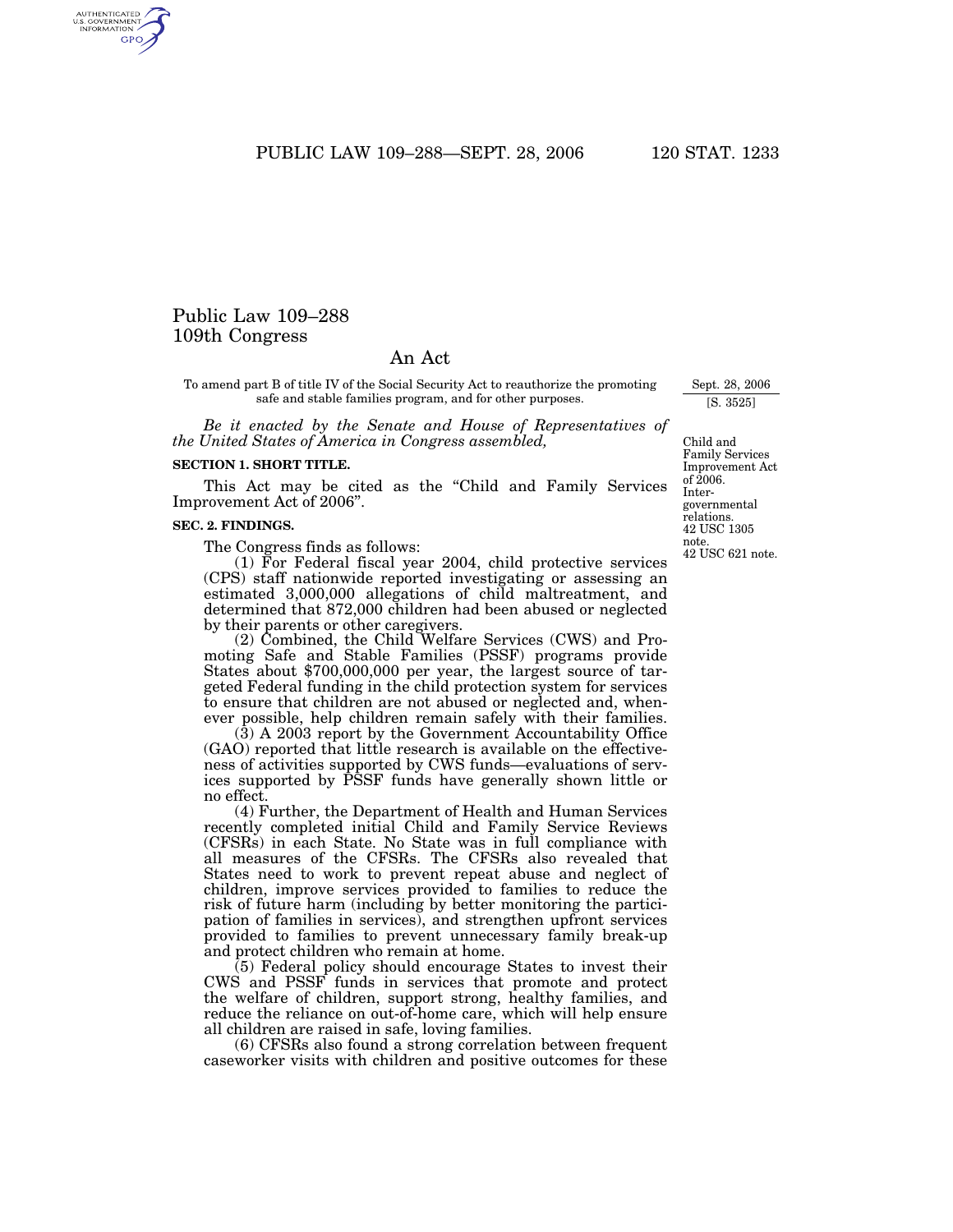# Public Law 109–288
# 109th Congress

## An Act

To amend part B of title IV of the Social Security Act to reauthorize the promoting safe and stable families program, and for other purposes.

Sept. 28, 2006
[S. 3525]

*Be it enacted by the Senate and House of Representatives of the United States of America in Congress assembled,*

Child and Family Services Improvement Act of 2006.
Intergovernmental relations.
42 USC 1305 note.
42 USC 621 note.

**SECTION 1. SHORT TITLE.**

This Act may be cited as the "Child and Family Services Improvement Act of 2006".

**SEC. 2. FINDINGS.**

The Congress finds as follows:

(1) For Federal fiscal year 2004, child protective services (CPS) staff nationwide reported investigating or assessing an estimated 3,000,000 allegations of child maltreatment, and determined that 872,000 children had been abused or neglected by their parents or other caregivers.

(2) Combined, the Child Welfare Services (CWS) and Promoting Safe and Stable Families (PSSF) programs provide States about $700,000,000 per year, the largest source of targeted Federal funding in the child protection system for services to ensure that children are not abused or neglected and, whenever possible, help children remain safely with their families.

(3) A 2003 report by the Government Accountability Office (GAO) reported that little research is available on the effectiveness of activities supported by CWS funds—evaluations of services supported by PSSF funds have generally shown little or no effect.

(4) Further, the Department of Health and Human Services recently completed initial Child and Family Service Reviews (CFSRs) in each State. No State was in full compliance with all measures of the CFSRs. The CFSRs also revealed that States need to work to prevent repeat abuse and neglect of children, improve services provided to families to reduce the risk of future harm (including by better monitoring the participation of families in services), and strengthen upfront services provided to families to prevent unnecessary family break-up and protect children who remain at home.

(5) Federal policy should encourage States to invest their CWS and PSSF funds in services that promote and protect the welfare of children, support strong, healthy families, and reduce the reliance on out-of-home care, which will help ensure all children are raised in safe, loving families.

(6) CFSRs also found a strong correlation between frequent caseworker visits with children and positive outcomes for these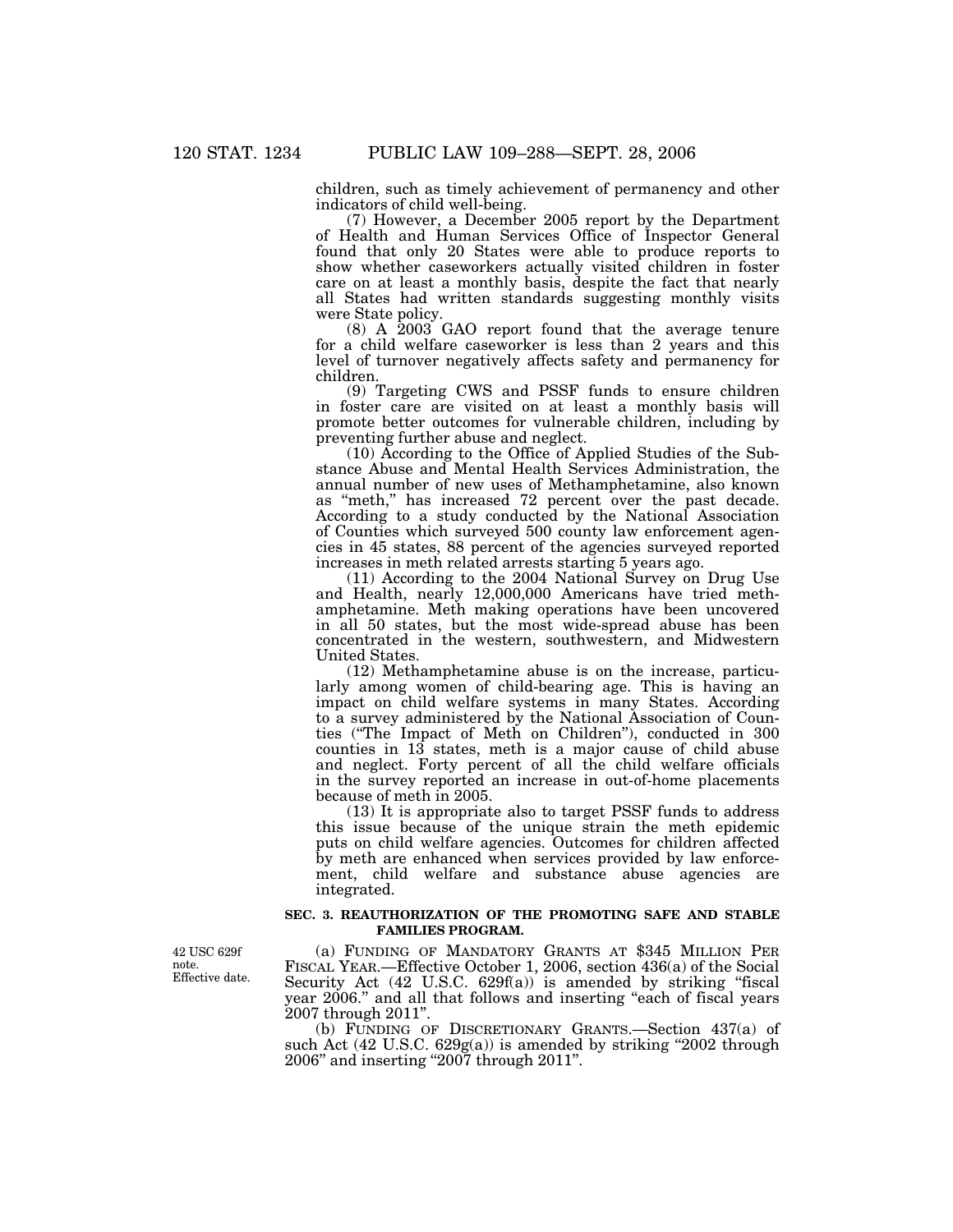children, such as timely achievement of permanency and other indicators of child well-being.

(7) However, a December 2005 report by the Department of Health and Human Services Office of Inspector General found that only 20 States were able to produce reports to show whether caseworkers actually visited children in foster care on at least a monthly basis, despite the fact that nearly all States had written standards suggesting monthly visits were State policy.

(8) A 2003 GAO report found that the average tenure for a child welfare caseworker is less than 2 years and this level of turnover negatively affects safety and permanency for children.

(9) Targeting CWS and PSSF funds to ensure children in foster care are visited on at least a monthly basis will promote better outcomes for vulnerable children, including by preventing further abuse and neglect.

(10) According to the Office of Applied Studies of the Substance Abuse and Mental Health Services Administration, the annual number of new uses of Methamphetamine, also known as "meth," has increased 72 percent over the past decade. According to a study conducted by the National Association of Counties which surveyed 500 county law enforcement agencies in 45 states, 88 percent of the agencies surveyed reported increases in meth related arrests starting 5 years ago.

(11) According to the 2004 National Survey on Drug Use and Health, nearly 12,000,000 Americans have tried methamphetamine. Meth making operations have been uncovered in all 50 states, but the most wide-spread abuse has been concentrated in the western, southwestern, and Midwestern United States.

(12) Methamphetamine abuse is on the increase, particularly among women of child-bearing age. This is having an impact on child welfare systems in many States. According to a survey administered by the National Association of Counties ("The Impact of Meth on Children"), conducted in 300 counties in 13 states, meth is a major cause of child abuse and neglect. Forty percent of all the child welfare officials in the survey reported an increase in out-of-home placements because of meth in 2005.

(13) It is appropriate also to target PSSF funds to address this issue because of the unique strain the meth epidemic puts on child welfare agencies. Outcomes for children affected by meth are enhanced when services provided by law enforcement, child welfare and substance abuse agencies are integrated.

**SEC. 3. REAUTHORIZATION OF THE PROMOTING SAFE AND STABLE FAMILIES PROGRAM.**

42 USC 629f note. Effective date.

(a) FUNDING OF MANDATORY GRANTS AT $345 MILLION PER FISCAL YEAR.—Effective October 1, 2006, section 436(a) of the Social Security Act (42 U.S.C. 629f(a)) is amended by striking "fiscal year 2006." and all that follows and inserting "each of fiscal years 2007 through 2011".

(b) FUNDING OF DISCRETIONARY GRANTS.—Section 437(a) of such Act (42 U.S.C. 629g(a)) is amended by striking "2002 through 2006" and inserting "2007 through 2011".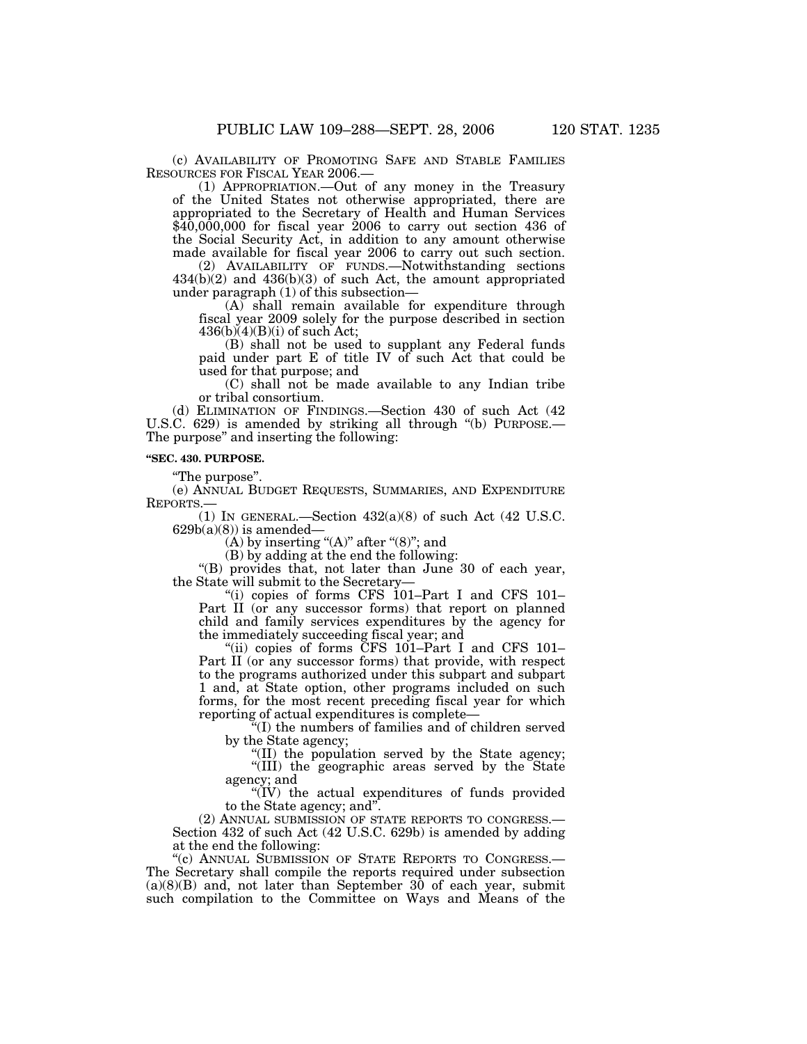(c) AVAILABILITY OF PROMOTING SAFE AND STABLE FAMILIES RESOURCES FOR FISCAL YEAR 2006.—

(1) APPROPRIATION.—Out of any money in the Treasury of the United States not otherwise appropriated, there are appropriated to the Secretary of Health and Human Services $40,000,000 for fiscal year 2006 to carry out section 436 of the Social Security Act, in addition to any amount otherwise made available for fiscal year 2006 to carry out such section.

(2) AVAILABILITY OF FUNDS.—Notwithstanding sections 434(b)(2) and 436(b)(3) of such Act, the amount appropriated under paragraph (1) of this subsection—

(A) shall remain available for expenditure through fiscal year 2009 solely for the purpose described in section 436(b)(4)(B)(i) of such Act;

(B) shall not be used to supplant any Federal funds paid under part E of title IV of such Act that could be used for that purpose; and

(C) shall not be made available to any Indian tribe or tribal consortium.

(d) ELIMINATION OF FINDINGS.—Section 430 of such Act (42 U.S.C. 629) is amended by striking all through "(b) PURPOSE.— The purpose" and inserting the following:

**"SEC. 430. PURPOSE.**

"The purpose".

(e) ANNUAL BUDGET REQUESTS, SUMMARIES, AND EXPENDITURE REPORTS.—

(1) IN GENERAL.—Section 432(a)(8) of such Act (42 U.S.C. 629b(a)(8)) is amended—

(A) by inserting "(A)" after "(8)"; and

(B) by adding at the end the following:

"(B) provides that, not later than June 30 of each year, the State will submit to the Secretary—

"(i) copies of forms CFS 101–Part I and CFS 101–Part II (or any successor forms) that report on planned child and family services expenditures by the agency for the immediately succeeding fiscal year; and

"(ii) copies of forms CFS 101–Part I and CFS 101–Part II (or any successor forms) that provide, with respect to the programs authorized under this subpart and subpart 1 and, at State option, other programs included on such forms, for the most recent preceding fiscal year for which reporting of actual expenditures is complete—

"(I) the numbers of families and of children served by the State agency;

"(II) the population served by the State agency;

"(III) the geographic areas served by the State agency; and

"(IV) the actual expenditures of funds provided to the State agency; and".

(2) ANNUAL SUBMISSION OF STATE REPORTS TO CONGRESS.— Section 432 of such Act (42 U.S.C. 629b) is amended by adding at the end the following:

"(c) ANNUAL SUBMISSION OF STATE REPORTS TO CONGRESS.— The Secretary shall compile the reports required under subsection (a)(8)(B) and, not later than September 30 of each year, submit such compilation to the Committee on Ways and Means of the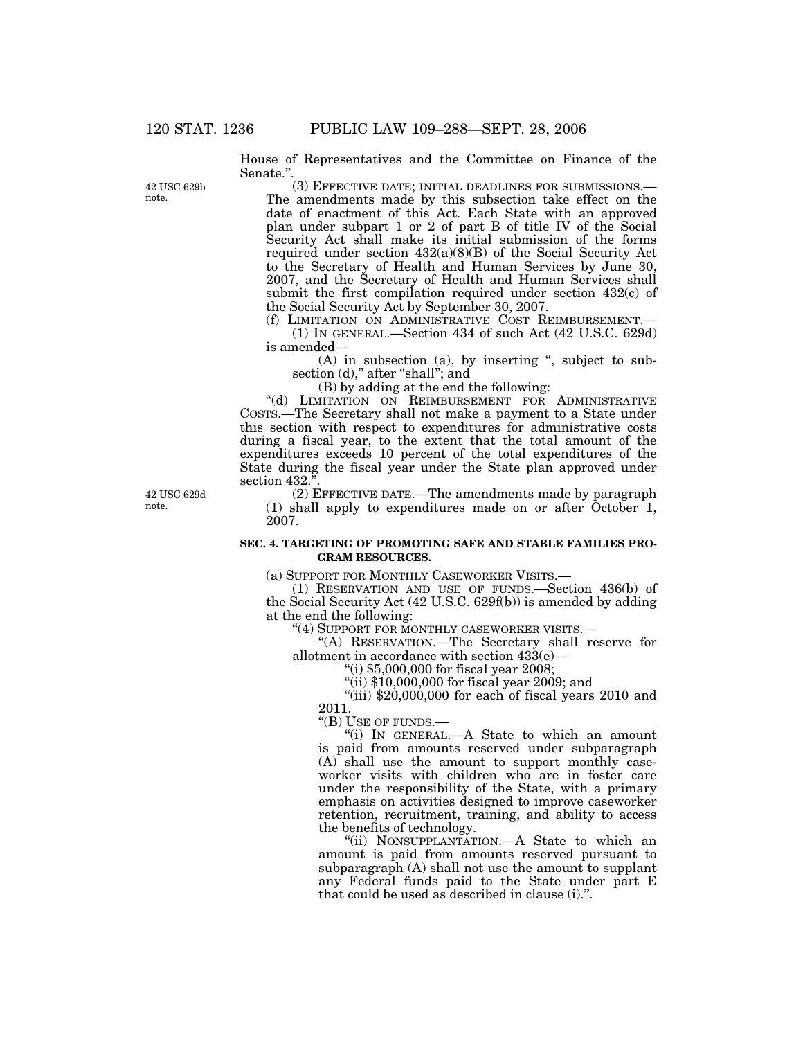House of Representatives and the Committee on Finance of the Senate.".

42 USC 629b note.

(3) EFFECTIVE DATE; INITIAL DEADLINES FOR SUBMISSIONS.—The amendments made by this subsection take effect on the date of enactment of this Act. Each State with an approved plan under subpart 1 or 2 of part B of title IV of the Social Security Act shall make its initial submission of the forms required under section 432(a)(8)(B) of the Social Security Act to the Secretary of Health and Human Services by June 30, 2007, and the Secretary of Health and Human Services shall submit the first compilation required under section 432(c) of the Social Security Act by September 30, 2007.

(f) LIMITATION ON ADMINISTRATIVE COST REIMBURSEMENT.—

(1) IN GENERAL.—Section 434 of such Act (42 U.S.C. 629d) is amended—

(A) in subsection (a), by inserting ", subject to subsection (d)," after "shall"; and

(B) by adding at the end the following:

"(d) LIMITATION ON REIMBURSEMENT FOR ADMINISTRATIVE COSTS.—The Secretary shall not make a payment to a State under this section with respect to expenditures for administrative costs during a fiscal year, to the extent that the total amount of the expenditures exceeds 10 percent of the total expenditures of the State during the fiscal year under the State plan approved under section 432.".

42 USC 629d note.

(2) EFFECTIVE DATE.—The amendments made by paragraph (1) shall apply to expenditures made on or after October 1, 2007.

**SEC. 4. TARGETING OF PROMOTING SAFE AND STABLE FAMILIES PROGRAM RESOURCES.**

(a) SUPPORT FOR MONTHLY CASEWORKER VISITS.—

(1) RESERVATION AND USE OF FUNDS.—Section 436(b) of the Social Security Act (42 U.S.C. 629f(b)) is amended by adding at the end the following:

"(4) SUPPORT FOR MONTHLY CASEWORKER VISITS.—

"(A) RESERVATION.—The Secretary shall reserve for allotment in accordance with section 433(e)—

"(i) $5,000,000 for fiscal year 2008;

"(ii) $10,000,000 for fiscal year 2009; and

"(iii) $20,000,000 for each of fiscal years 2010 and 2011.

"(B) USE OF FUNDS.—

"(i) IN GENERAL.—A State to which an amount is paid from amounts reserved under subparagraph (A) shall use the amount to support monthly caseworker visits with children who are in foster care under the responsibility of the State, with a primary emphasis on activities designed to improve caseworker retention, recruitment, training, and ability to access the benefits of technology.

"(ii) NONSUPPLANTATION.—A State to which an amount is paid from amounts reserved pursuant to subparagraph (A) shall not use the amount to supplant any Federal funds paid to the State under part E that could be used as described in clause (i).".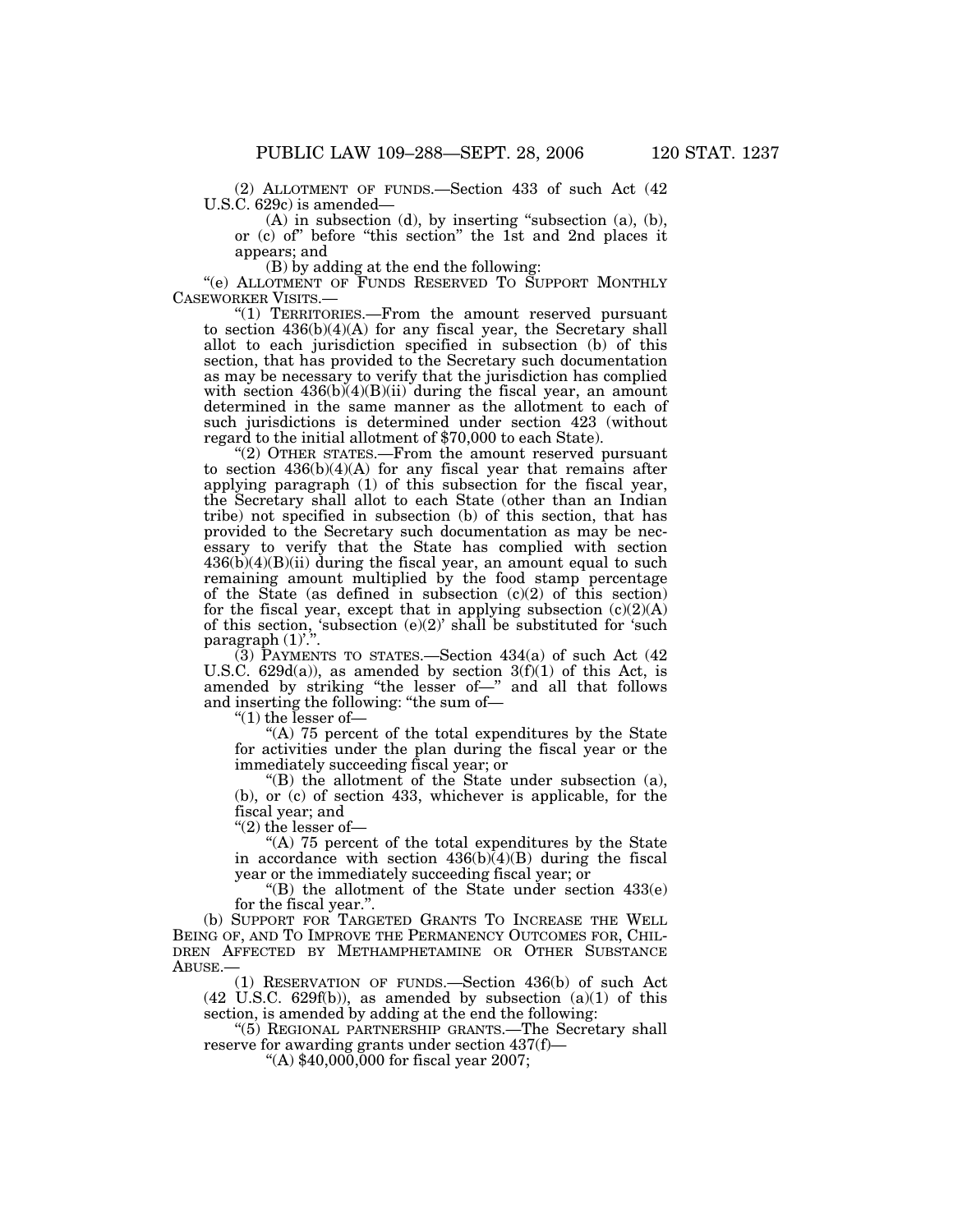(2) ALLOTMENT OF FUNDS.—Section 433 of such Act (42 U.S.C. 629c) is amended—

(A) in subsection (d), by inserting "subsection (a), (b), or (c) of" before "this section" the 1st and 2nd places it appears; and

(B) by adding at the end the following:

"(e) ALLOTMENT OF FUNDS RESERVED TO SUPPORT MONTHLY CASEWORKER VISITS.—

"(1) TERRITORIES.—From the amount reserved pursuant to section 436(b)(4)(A) for any fiscal year, the Secretary shall allot to each jurisdiction specified in subsection (b) of this section, that has provided to the Secretary such documentation as may be necessary to verify that the jurisdiction has complied with section 436(b)(4)(B)(ii) during the fiscal year, an amount determined in the same manner as the allotment to each of such jurisdictions is determined under section 423 (without regard to the initial allotment of $70,000 to each State).

"(2) OTHER STATES.—From the amount reserved pursuant to section 436(b)(4)(A) for any fiscal year that remains after applying paragraph (1) of this subsection for the fiscal year, the Secretary shall allot to each State (other than an Indian tribe) not specified in subsection (b) of this section, that has provided to the Secretary such documentation as may be necessary to verify that the State has complied with section 436(b)(4)(B)(ii) during the fiscal year, an amount equal to such remaining amount multiplied by the food stamp percentage of the State (as defined in subsection (c)(2) of this section) for the fiscal year, except that in applying subsection (c)(2)(A) of this section, 'subsection (e)(2)' shall be substituted for 'such paragraph (1)'.".

(3) PAYMENTS TO STATES.—Section 434(a) of such Act (42 U.S.C. 629d(a)), as amended by section 3(f)(1) of this Act, is amended by striking "the lesser of—" and all that follows and inserting the following: "the sum of—

"(1) the lesser of—

"(A) 75 percent of the total expenditures by the State for activities under the plan during the fiscal year or the immediately succeeding fiscal year; or

"(B) the allotment of the State under subsection (a), (b), or (c) of section 433, whichever is applicable, for the fiscal year; and

"(2) the lesser of—

"(A) 75 percent of the total expenditures by the State in accordance with section 436(b)(4)(B) during the fiscal year or the immediately succeeding fiscal year; or

"(B) the allotment of the State under section 433(e) for the fiscal year.".

(b) SUPPORT FOR TARGETED GRANTS TO INCREASE THE WELL BEING OF, AND TO IMPROVE THE PERMANENCY OUTCOMES FOR, CHILDREN AFFECTED BY METHAMPHETAMINE OR OTHER SUBSTANCE ABUSE.—

(1) RESERVATION OF FUNDS.—Section 436(b) of such Act (42 U.S.C. 629f(b)), as amended by subsection (a)(1) of this section, is amended by adding at the end the following:

"(5) REGIONAL PARTNERSHIP GRANTS.—The Secretary shall reserve for awarding grants under section 437(f)—

"(A) $40,000,000 for fiscal year 2007;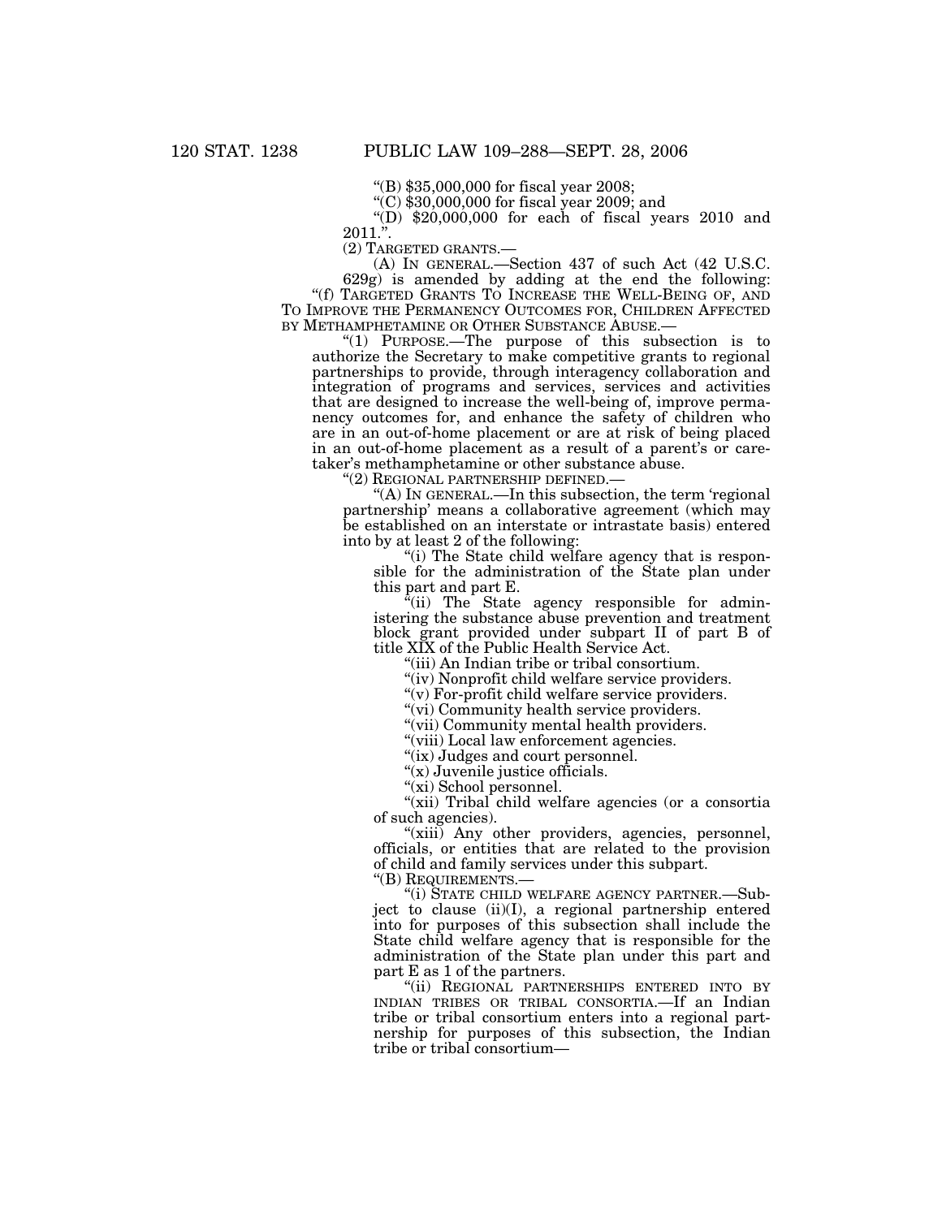"(B) $35,000,000 for fiscal year 2008;

"(C) $30,000,000 for fiscal year 2009; and

"(D) $20,000,000 for each of fiscal years 2010 and 2011.".

(2) TARGETED GRANTS.—

(A) IN GENERAL.—Section 437 of such Act (42 U.S.C. 629g) is amended by adding at the end the following:

"(f) TARGETED GRANTS TO INCREASE THE WELL-BEING OF, AND TO IMPROVE THE PERMANENCY OUTCOMES FOR, CHILDREN AFFECTED BY METHAMPHETAMINE OR OTHER SUBSTANCE ABUSE.—

"(1) PURPOSE.—The purpose of this subsection is to authorize the Secretary to make competitive grants to regional partnerships to provide, through interagency collaboration and integration of programs and services, services and activities that are designed to increase the well-being of, improve permanency outcomes for, and enhance the safety of children who are in an out-of-home placement or are at risk of being placed in an out-of-home placement as a result of a parent's or caretaker's methamphetamine or other substance abuse.

"(2) REGIONAL PARTNERSHIP DEFINED.—

"(A) IN GENERAL.—In this subsection, the term 'regional partnership' means a collaborative agreement (which may be established on an interstate or intrastate basis) entered into by at least 2 of the following:

"(i) The State child welfare agency that is responsible for the administration of the State plan under this part and part E.

"(ii) The State agency responsible for administering the substance abuse prevention and treatment block grant provided under subpart II of part B of title XIX of the Public Health Service Act.

"(iii) An Indian tribe or tribal consortium.

"(iv) Nonprofit child welfare service providers.

"(v) For-profit child welfare service providers.

"(vi) Community health service providers.

"(vii) Community mental health providers.

"(viii) Local law enforcement agencies.

"(ix) Judges and court personnel.

"(x) Juvenile justice officials.

"(xi) School personnel.

"(xii) Tribal child welfare agencies (or a consortia of such agencies).

"(xiii) Any other providers, agencies, personnel, officials, or entities that are related to the provision of child and family services under this subpart.

"(B) REQUIREMENTS.—

"(i) STATE CHILD WELFARE AGENCY PARTNER.—Subject to clause (ii)(I), a regional partnership entered into for purposes of this subsection shall include the State child welfare agency that is responsible for the administration of the State plan under this part and part E as 1 of the partners.

"(ii) REGIONAL PARTNERSHIPS ENTERED INTO BY INDIAN TRIBES OR TRIBAL CONSORTIA.—If an Indian tribe or tribal consortium enters into a regional partnership for purposes of this subsection, the Indian tribe or tribal consortium—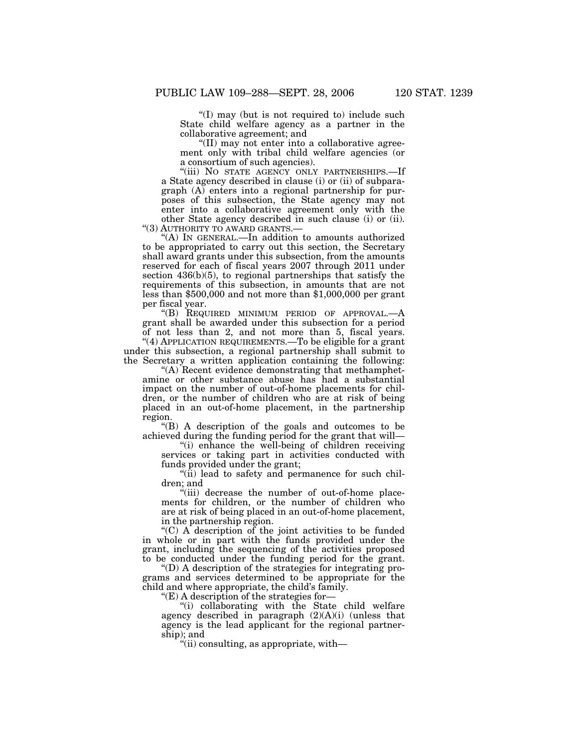"(I) may (but is not required to) include such State child welfare agency as a partner in the collaborative agreement; and

"(II) may not enter into a collaborative agreement only with tribal child welfare agencies (or a consortium of such agencies).

"(iii) NO STATE AGENCY ONLY PARTNERSHIPS.—If a State agency described in clause (i) or (ii) of subparagraph (A) enters into a regional partnership for purposes of this subsection, the State agency may not enter into a collaborative agreement only with the other State agency described in such clause (i) or (ii).

"(3) AUTHORITY TO AWARD GRANTS.—

"(A) IN GENERAL.—In addition to amounts authorized to be appropriated to carry out this section, the Secretary shall award grants under this subsection, from the amounts reserved for each of fiscal years 2007 through 2011 under section 436(b)(5), to regional partnerships that satisfy the requirements of this subsection, in amounts that are not less than $500,000 and not more than $1,000,000 per grant per fiscal year.

"(B) REQUIRED MINIMUM PERIOD OF APPROVAL.—A grant shall be awarded under this subsection for a period of not less than 2, and not more than 5, fiscal years.

"(4) APPLICATION REQUIREMENTS.—To be eligible for a grant under this subsection, a regional partnership shall submit to the Secretary a written application containing the following:

"(A) Recent evidence demonstrating that methamphetamine or other substance abuse has had a substantial impact on the number of out-of-home placements for children, or the number of children who are at risk of being placed in an out-of-home placement, in the partnership region.

"(B) A description of the goals and outcomes to be achieved during the funding period for the grant that will—

"(i) enhance the well-being of children receiving services or taking part in activities conducted with funds provided under the grant;

"(ii) lead to safety and permanence for such children; and

"(iii) decrease the number of out-of-home placements for children, or the number of children who are at risk of being placed in an out-of-home placement, in the partnership region.

"(C) A description of the joint activities to be funded in whole or in part with the funds provided under the grant, including the sequencing of the activities proposed to be conducted under the funding period for the grant.

"(D) A description of the strategies for integrating programs and services determined to be appropriate for the child and where appropriate, the child's family.

"(E) A description of the strategies for—

"(i) collaborating with the State child welfare agency described in paragraph (2)(A)(i) (unless that agency is the lead applicant for the regional partnership); and

"(ii) consulting, as appropriate, with—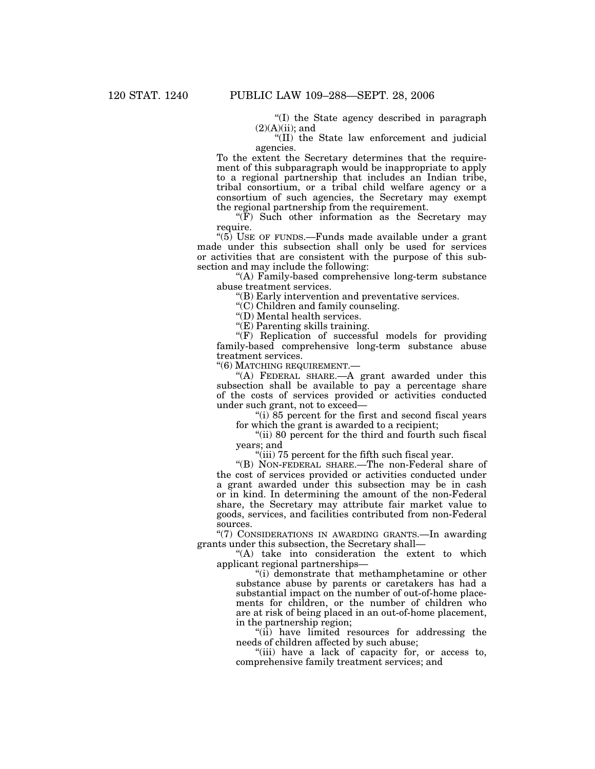"(I) the State agency described in paragraph (2)(A)(ii); and

"(II) the State law enforcement and judicial agencies.

To the extent the Secretary determines that the requirement of this subparagraph would be inappropriate to apply to a regional partnership that includes an Indian tribe, tribal consortium, or a tribal child welfare agency or a consortium of such agencies, the Secretary may exempt the regional partnership from the requirement.

"(F) Such other information as the Secretary may require.

"(5) USE OF FUNDS.—Funds made available under a grant made under this subsection shall only be used for services or activities that are consistent with the purpose of this subsection and may include the following:

"(A) Family-based comprehensive long-term substance abuse treatment services.

"(B) Early intervention and preventative services.

"(C) Children and family counseling.

"(D) Mental health services.

"(E) Parenting skills training.

"(F) Replication of successful models for providing family-based comprehensive long-term substance abuse treatment services.

"(6) MATCHING REQUIREMENT.—

"(A) FEDERAL SHARE.—A grant awarded under this subsection shall be available to pay a percentage share of the costs of services provided or activities conducted under such grant, not to exceed—

"(i) 85 percent for the first and second fiscal years for which the grant is awarded to a recipient;

"(ii) 80 percent for the third and fourth such fiscal years; and

"(iii) 75 percent for the fifth such fiscal year.

"(B) NON-FEDERAL SHARE.—The non-Federal share of the cost of services provided or activities conducted under a grant awarded under this subsection may be in cash or in kind. In determining the amount of the non-Federal share, the Secretary may attribute fair market value to goods, services, and facilities contributed from non-Federal sources.

"(7) CONSIDERATIONS IN AWARDING GRANTS.—In awarding grants under this subsection, the Secretary shall—

"(A) take into consideration the extent to which applicant regional partnerships—

"(i) demonstrate that methamphetamine or other substance abuse by parents or caretakers has had a substantial impact on the number of out-of-home placements for children, or the number of children who are at risk of being placed in an out-of-home placement, in the partnership region;

"(ii) have limited resources for addressing the needs of children affected by such abuse;

"(iii) have a lack of capacity for, or access to, comprehensive family treatment services; and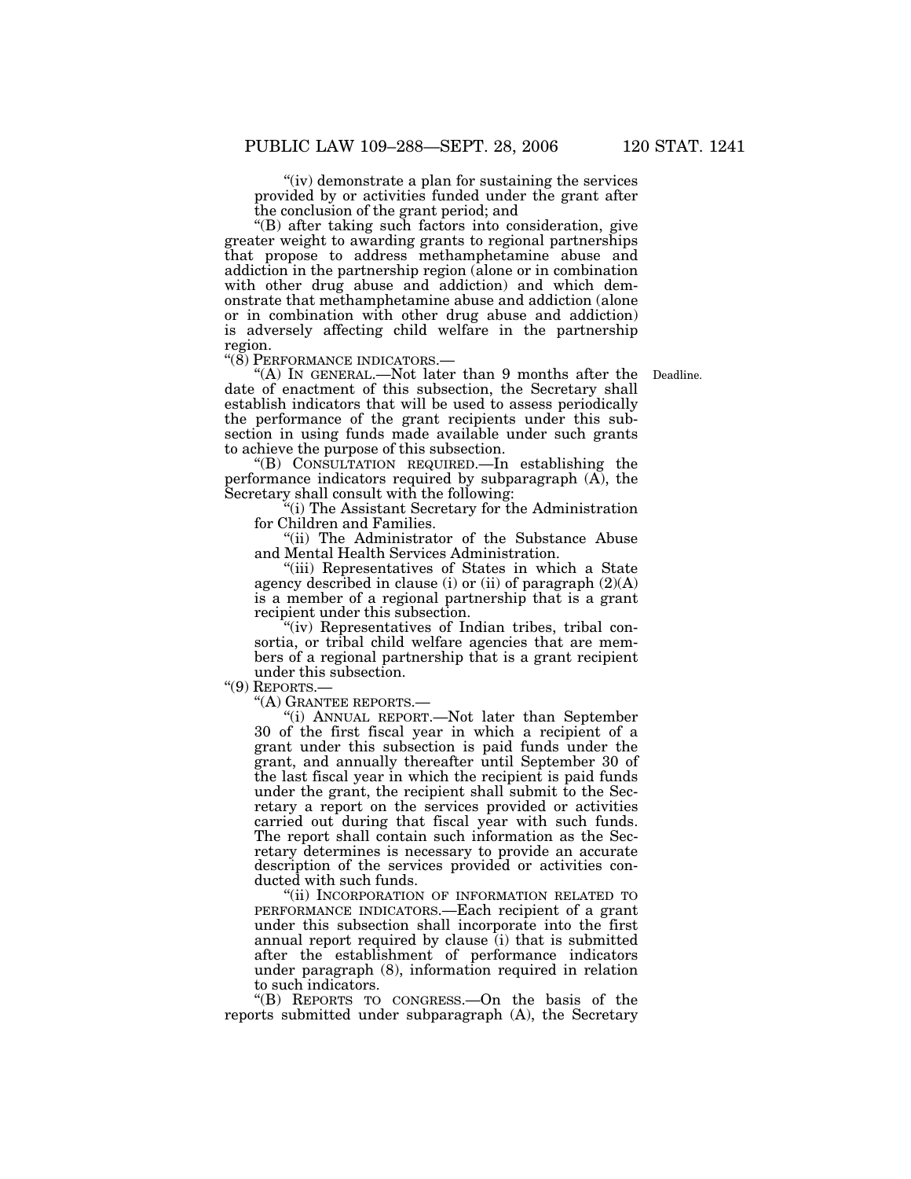"(iv) demonstrate a plan for sustaining the services provided by or activities funded under the grant after the conclusion of the grant period; and

"(B) after taking such factors into consideration, give greater weight to awarding grants to regional partnerships that propose to address methamphetamine abuse and addiction in the partnership region (alone or in combination with other drug abuse and addiction) and which demonstrate that methamphetamine abuse and addiction (alone or in combination with other drug abuse and addiction) is adversely affecting child welfare in the partnership region.

"(8) PERFORMANCE INDICATORS.—

"(A) IN GENERAL.—Not later than 9 months after the date of enactment of this subsection, the Secretary shall establish indicators that will be used to assess periodically the performance of the grant recipients under this subsection in using funds made available under such grants to achieve the purpose of this subsection.

Deadline.

"(B) CONSULTATION REQUIRED.—In establishing the performance indicators required by subparagraph (A), the Secretary shall consult with the following:

"(i) The Assistant Secretary for the Administration for Children and Families.

"(ii) The Administrator of the Substance Abuse and Mental Health Services Administration.

"(iii) Representatives of States in which a State agency described in clause (i) or (ii) of paragraph (2)(A) is a member of a regional partnership that is a grant recipient under this subsection.

"(iv) Representatives of Indian tribes, tribal consortia, or tribal child welfare agencies that are members of a regional partnership that is a grant recipient under this subsection.

"(9) REPORTS.—

"(A) GRANTEE REPORTS.—

"(i) ANNUAL REPORT.—Not later than September 30 of the first fiscal year in which a recipient of a grant under this subsection is paid funds under the grant, and annually thereafter until September 30 of the last fiscal year in which the recipient is paid funds under the grant, the recipient shall submit to the Secretary a report on the services provided or activities carried out during that fiscal year with such funds. The report shall contain such information as the Secretary determines is necessary to provide an accurate description of the services provided or activities conducted with such funds.

"(ii) INCORPORATION OF INFORMATION RELATED TO PERFORMANCE INDICATORS.—Each recipient of a grant under this subsection shall incorporate into the first annual report required by clause (i) that is submitted after the establishment of performance indicators under paragraph (8), information required in relation to such indicators.

"(B) REPORTS TO CONGRESS.—On the basis of the reports submitted under subparagraph (A), the Secretary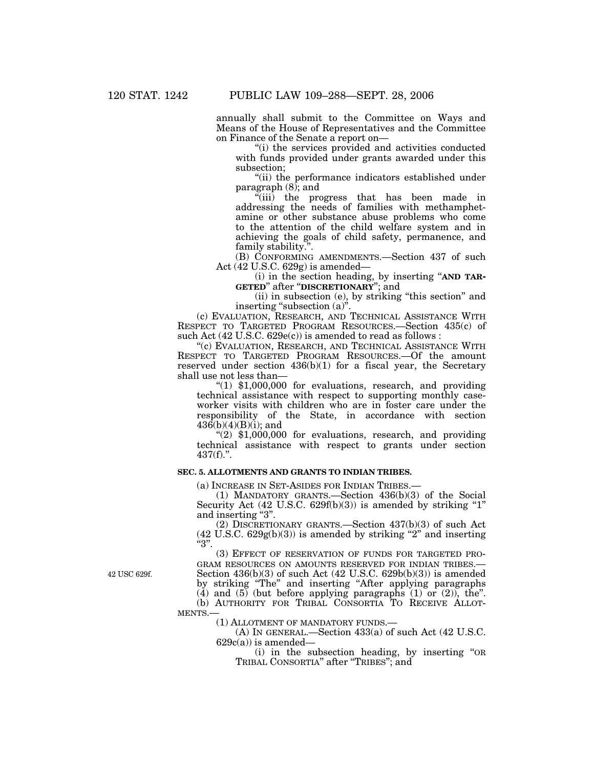annually shall submit to the Committee on Ways and Means of the House of Representatives and the Committee on Finance of the Senate a report on—

"(i) the services provided and activities conducted with funds provided under grants awarded under this subsection;

"(ii) the performance indicators established under paragraph (8); and

"(iii) the progress that has been made in addressing the needs of families with methamphetamine or other substance abuse problems who come to the attention of the child welfare system and in achieving the goals of child safety, permanence, and family stability.".

(B) CONFORMING AMENDMENTS.—Section 437 of such Act (42 U.S.C. 629g) is amended—

(i) in the section heading, by inserting "**AND TARGETED**" after "**DISCRETIONARY**"; and

(ii) in subsection (e), by striking "this section" and inserting "subsection (a)".

(c) EVALUATION, RESEARCH, AND TECHNICAL ASSISTANCE WITH RESPECT TO TARGETED PROGRAM RESOURCES.—Section 435(c) of such Act (42 U.S.C. 629e(c)) is amended to read as follows :

"(c) EVALUATION, RESEARCH, AND TECHNICAL ASSISTANCE WITH RESPECT TO TARGETED PROGRAM RESOURCES.—Of the amount reserved under section 436(b)(1) for a fiscal year, the Secretary shall use not less than—

"(1) $1,000,000 for evaluations, research, and providing technical assistance with respect to supporting monthly caseworker visits with children who are in foster care under the responsibility of the State, in accordance with section 436(b)(4)(B)(i); and

"(2) $1,000,000 for evaluations, research, and providing technical assistance with respect to grants under section 437(f).".

**SEC. 5. ALLOTMENTS AND GRANTS TO INDIAN TRIBES.**

(a) INCREASE IN SET-ASIDES FOR INDIAN TRIBES.—

(1) MANDATORY GRANTS.—Section 436(b)(3) of the Social Security Act (42 U.S.C. 629f(b)(3)) is amended by striking "1" and inserting "3".

(2) DISCRETIONARY GRANTS.—Section 437(b)(3) of such Act (42 U.S.C. 629g(b)(3)) is amended by striking "2" and inserting "3".

(3) EFFECT OF RESERVATION OF FUNDS FOR TARGETED PROGRAM RESOURCES ON AMOUNTS RESERVED FOR INDIAN TRIBES.—Section 436(b)(3) of such Act (42 U.S.C. 629b(b)(3)) is amended by striking "The" and inserting "After applying paragraphs (4) and (5) (but before applying paragraphs (1) or (2)), the".

42 USC 629f.

(b) AUTHORITY FOR TRIBAL CONSORTIA TO RECEIVE ALLOTMENTS.—

(1) ALLOTMENT OF MANDATORY FUNDS.—

(A) IN GENERAL.—Section 433(a) of such Act (42 U.S.C. 629c(a)) is amended—

(i) in the subsection heading, by inserting "OR TRIBAL CONSORTIA" after "TRIBES"; and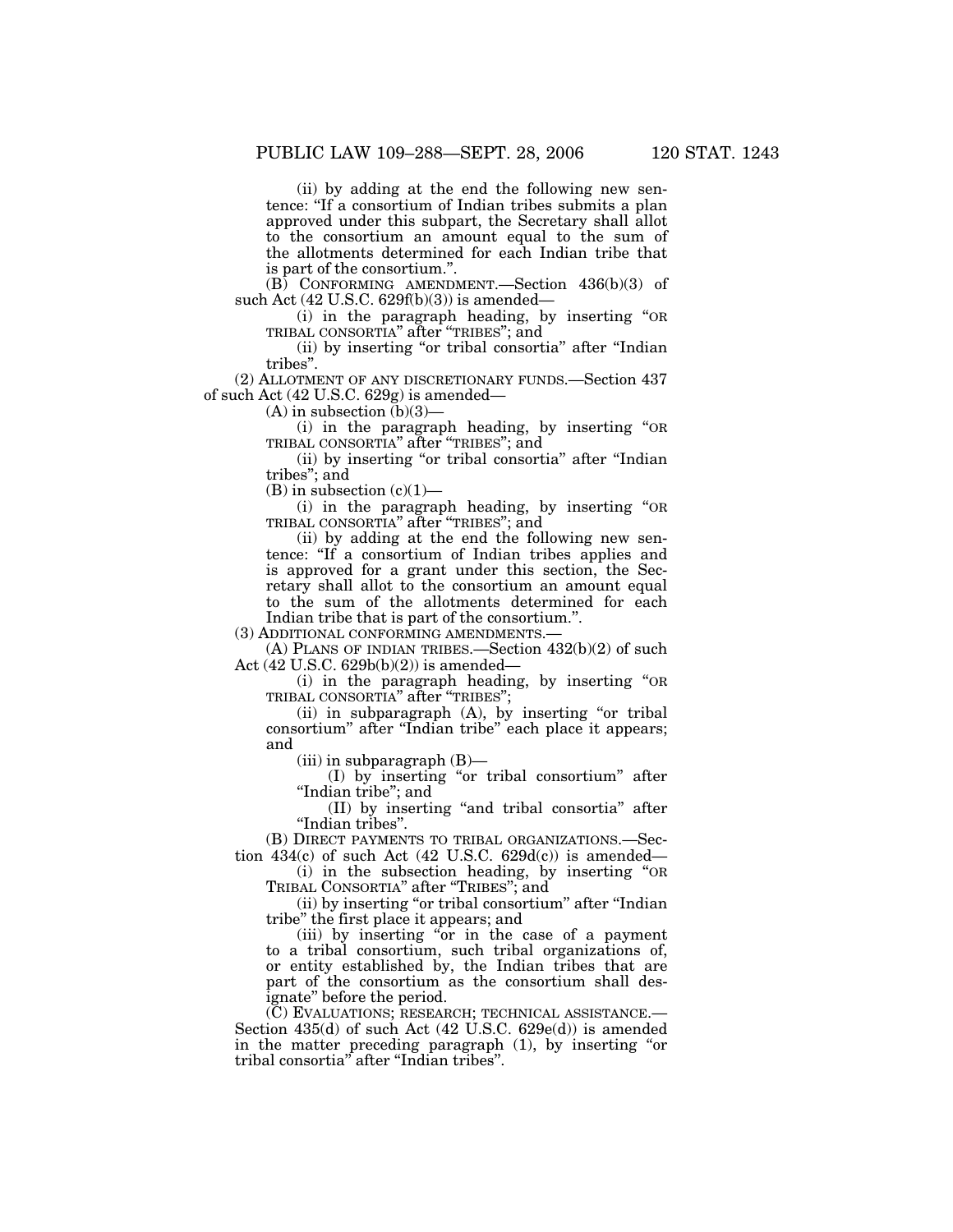(ii) by adding at the end the following new sentence: "If a consortium of Indian tribes submits a plan approved under this subpart, the Secretary shall allot to the consortium an amount equal to the sum of the allotments determined for each Indian tribe that is part of the consortium.".

(B) CONFORMING AMENDMENT.—Section 436(b)(3) of such Act (42 U.S.C. 629f(b)(3)) is amended—

(i) in the paragraph heading, by inserting "OR TRIBAL CONSORTIA" after "TRIBES"; and

(ii) by inserting "or tribal consortia" after "Indian tribes".

(2) ALLOTMENT OF ANY DISCRETIONARY FUNDS.—Section 437 of such Act (42 U.S.C. 629g) is amended—

(A) in subsection (b)(3)—

(i) in the paragraph heading, by inserting "OR TRIBAL CONSORTIA" after "TRIBES"; and

(ii) by inserting "or tribal consortia" after "Indian tribes"; and

(B) in subsection (c)(1)—

(i) in the paragraph heading, by inserting "OR TRIBAL CONSORTIA" after "TRIBES"; and

(ii) by adding at the end the following new sentence: "If a consortium of Indian tribes applies and is approved for a grant under this section, the Secretary shall allot to the consortium an amount equal to the sum of the allotments determined for each Indian tribe that is part of the consortium.".

(3) ADDITIONAL CONFORMING AMENDMENTS.—

(A) PLANS OF INDIAN TRIBES.—Section 432(b)(2) of such Act (42 U.S.C. 629b(b)(2)) is amended—

(i) in the paragraph heading, by inserting "OR TRIBAL CONSORTIA" after "TRIBES";

(ii) in subparagraph (A), by inserting "or tribal consortium" after "Indian tribe" each place it appears; and

(iii) in subparagraph (B)—

(I) by inserting "or tribal consortium" after "Indian tribe"; and

(II) by inserting "and tribal consortia" after "Indian tribes".

(B) DIRECT PAYMENTS TO TRIBAL ORGANIZATIONS.—Section 434(c) of such Act (42 U.S.C. 629d(c)) is amended—

(i) in the subsection heading, by inserting "OR TRIBAL CONSORTIA" after "TRIBES"; and

(ii) by inserting "or tribal consortium" after "Indian tribe" the first place it appears; and

(iii) by inserting "or in the case of a payment to a tribal consortium, such tribal organizations of, or entity established by, the Indian tribes that are part of the consortium as the consortium shall designate" before the period.

(C) EVALUATIONS; RESEARCH; TECHNICAL ASSISTANCE.—Section 435(d) of such Act (42 U.S.C. 629e(d)) is amended in the matter preceding paragraph (1), by inserting "or tribal consortia" after "Indian tribes".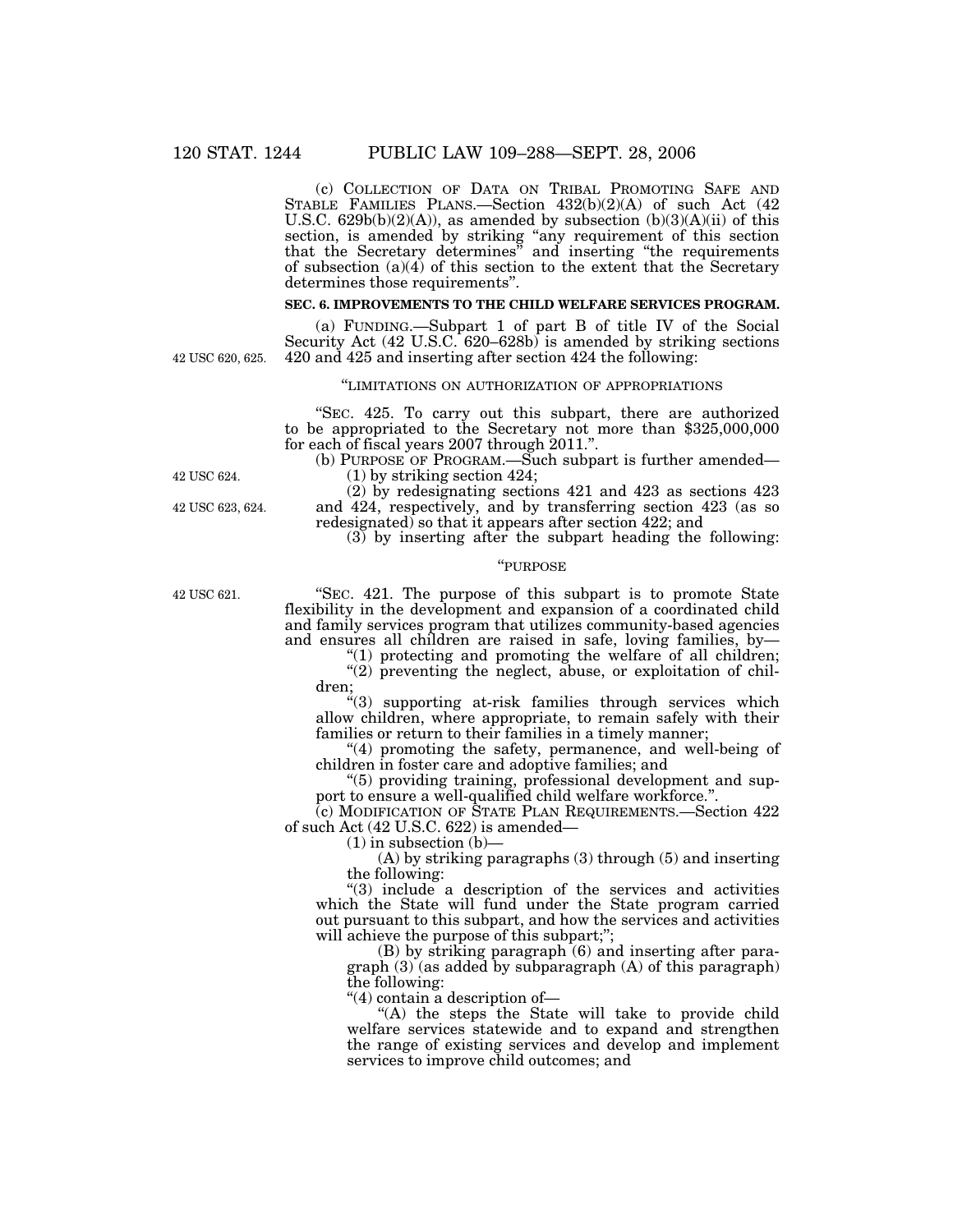(c) COLLECTION OF DATA ON TRIBAL PROMOTING SAFE AND STABLE FAMILIES PLANS.—Section 432(b)(2)(A) of such Act (42 U.S.C. 629b(b)(2)(A)), as amended by subsection (b)(3)(A)(ii) of this section, is amended by striking "any requirement of this section that the Secretary determines" and inserting "the requirements of subsection (a)(4) of this section to the extent that the Secretary determines those requirements".

**SEC. 6. IMPROVEMENTS TO THE CHILD WELFARE SERVICES PROGRAM.**

(a) FUNDING.—Subpart 1 of part B of title IV of the Social Security Act (42 U.S.C. 620–628b) is amended by striking sections 420 and 425 and inserting after section 424 the following:

42 USC 620, 625.

"LIMITATIONS ON AUTHORIZATION OF APPROPRIATIONS

"SEC. 425. To carry out this subpart, there are authorized to be appropriated to the Secretary not more than $325,000,000 for each of fiscal years 2007 through 2011.".

(b) PURPOSE OF PROGRAM.—Such subpart is further amended—

42 USC 624.

(1) by striking section 424;

42 USC 623, 624.

(2) by redesignating sections 421 and 423 as sections 423 and 424, respectively, and by transferring section 423 (as so redesignated) so that it appears after section 422; and

(3) by inserting after the subpart heading the following:

"PURPOSE

42 USC 621.

"SEC. 421. The purpose of this subpart is to promote State flexibility in the development and expansion of a coordinated child and family services program that utilizes community-based agencies and ensures all children are raised in safe, loving families, by—

"(1) protecting and promoting the welfare of all children;

"(2) preventing the neglect, abuse, or exploitation of children;

"(3) supporting at-risk families through services which allow children, where appropriate, to remain safely with their families or return to their families in a timely manner;

"(4) promoting the safety, permanence, and well-being of children in foster care and adoptive families; and

"(5) providing training, professional development and support to ensure a well-qualified child welfare workforce.".

(c) MODIFICATION OF STATE PLAN REQUIREMENTS.—Section 422 of such Act (42 U.S.C. 622) is amended—

(1) in subsection (b)—

(A) by striking paragraphs (3) through (5) and inserting the following:

"(3) include a description of the services and activities which the State will fund under the State program carried out pursuant to this subpart, and how the services and activities will achieve the purpose of this subpart;";

(B) by striking paragraph (6) and inserting after paragraph (3) (as added by subparagraph (A) of this paragraph) the following:

"(4) contain a description of—

"(A) the steps the State will take to provide child welfare services statewide and to expand and strengthen the range of existing services and develop and implement services to improve child outcomes; and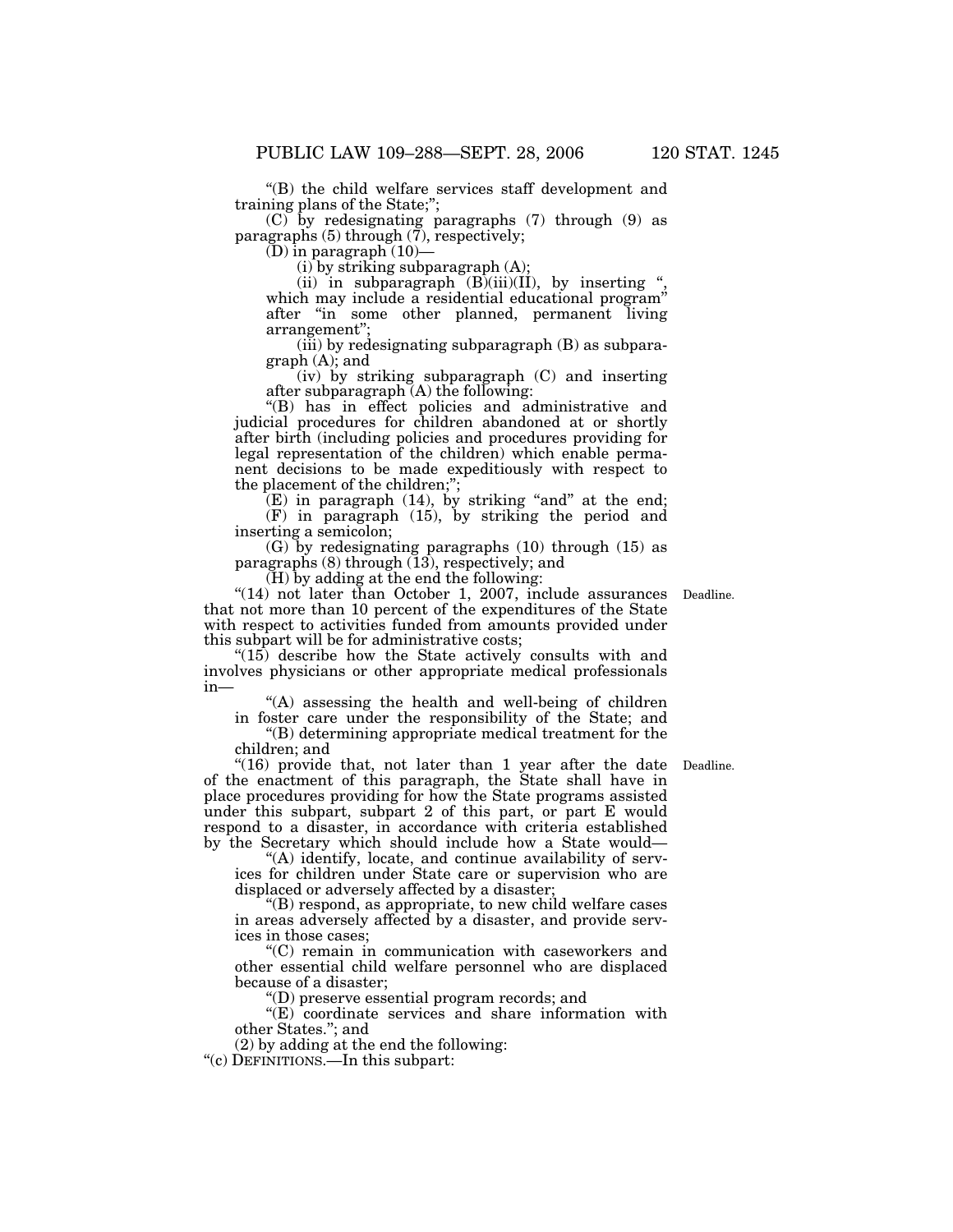"(B) the child welfare services staff development and training plans of the State;";

(C) by redesignating paragraphs (7) through (9) as paragraphs (5) through (7), respectively;

(D) in paragraph (10)—

(i) by striking subparagraph (A);

(ii) in subparagraph (B)(iii)(II), by inserting ", which may include a residential educational program" after "in some other planned, permanent living arrangement";

(iii) by redesignating subparagraph (B) as subparagraph (A); and

(iv) by striking subparagraph (C) and inserting after subparagraph (A) the following:

"(B) has in effect policies and administrative and judicial procedures for children abandoned at or shortly after birth (including policies and procedures providing for legal representation of the children) which enable permanent decisions to be made expeditiously with respect to the placement of the children;";

(E) in paragraph (14), by striking "and" at the end;

(F) in paragraph (15), by striking the period and inserting a semicolon;

(G) by redesignating paragraphs (10) through (15) as paragraphs (8) through (13), respectively; and

(H) by adding at the end the following:

"(14) not later than October 1, 2007, include assurances that not more than 10 percent of the expenditures of the State with respect to activities funded from amounts provided under this subpart will be for administrative costs;

Deadline.

"(15) describe how the State actively consults with and involves physicians or other appropriate medical professionals in—

"(A) assessing the health and well-being of children in foster care under the responsibility of the State; and

"(B) determining appropriate medical treatment for the children; and

"(16) provide that, not later than 1 year after the date of the enactment of this paragraph, the State shall have in place procedures providing for how the State programs assisted under this subpart, subpart 2 of this part, or part E would respond to a disaster, in accordance with criteria established by the Secretary which should include how a State would—

Deadline.

"(A) identify, locate, and continue availability of services for children under State care or supervision who are displaced or adversely affected by a disaster;

"(B) respond, as appropriate, to new child welfare cases in areas adversely affected by a disaster, and provide services in those cases;

"(C) remain in communication with caseworkers and other essential child welfare personnel who are displaced because of a disaster;

"(D) preserve essential program records; and

"(E) coordinate services and share information with other States."; and

(2) by adding at the end the following:

"(c) DEFINITIONS.—In this subpart: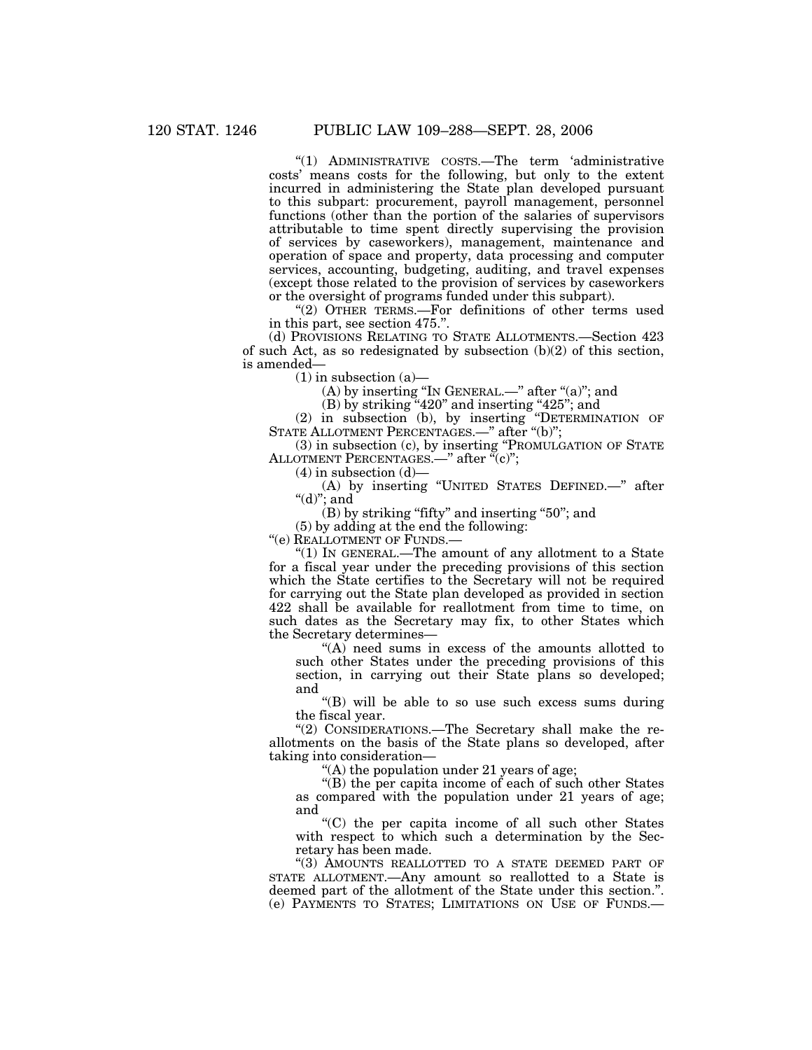"(1) ADMINISTRATIVE COSTS.—The term 'administrative costs' means costs for the following, but only to the extent incurred in administering the State plan developed pursuant to this subpart: procurement, payroll management, personnel functions (other than the portion of the salaries of supervisors attributable to time spent directly supervising the provision of services by caseworkers), management, maintenance and operation of space and property, data processing and computer services, accounting, budgeting, auditing, and travel expenses (except those related to the provision of services by caseworkers or the oversight of programs funded under this subpart).

"(2) OTHER TERMS.—For definitions of other terms used in this part, see section 475.".

(d) PROVISIONS RELATING TO STATE ALLOTMENTS.—Section 423 of such Act, as so redesignated by subsection (b)(2) of this section, is amended—

(1) in subsection (a)—

(A) by inserting "IN GENERAL.—" after "(a)"; and

(B) by striking "420" and inserting "425"; and

(2) in subsection (b), by inserting "DETERMINATION OF STATE ALLOTMENT PERCENTAGES.—" after "(b)";

(3) in subsection (c), by inserting "PROMULGATION OF STATE ALLOTMENT PERCENTAGES.—" after "(c)";

(4) in subsection (d)—

(A) by inserting "UNITED STATES DEFINED.—" after "(d)"; and

(B) by striking "fifty" and inserting "50"; and

(5) by adding at the end the following:

"(e) REALLOTMENT OF FUNDS.—

"(1) IN GENERAL.—The amount of any allotment to a State for a fiscal year under the preceding provisions of this section which the State certifies to the Secretary will not be required for carrying out the State plan developed as provided in section 422 shall be available for reallotment from time to time, on such dates as the Secretary may fix, to other States which the Secretary determines—

"(A) need sums in excess of the amounts allotted to such other States under the preceding provisions of this section, in carrying out their State plans so developed; and

"(B) will be able to so use such excess sums during the fiscal year.

"(2) CONSIDERATIONS.—The Secretary shall make the reallotments on the basis of the State plans so developed, after taking into consideration—

"(A) the population under 21 years of age;

"(B) the per capita income of each of such other States as compared with the population under 21 years of age; and

"(C) the per capita income of all such other States with respect to which such a determination by the Secretary has been made.

"(3) AMOUNTS REALLOTTED TO A STATE DEEMED PART OF STATE ALLOTMENT.—Any amount so reallotted to a State is deemed part of the allotment of the State under this section.".

(e) PAYMENTS TO STATES; LIMITATIONS ON USE OF FUNDS.—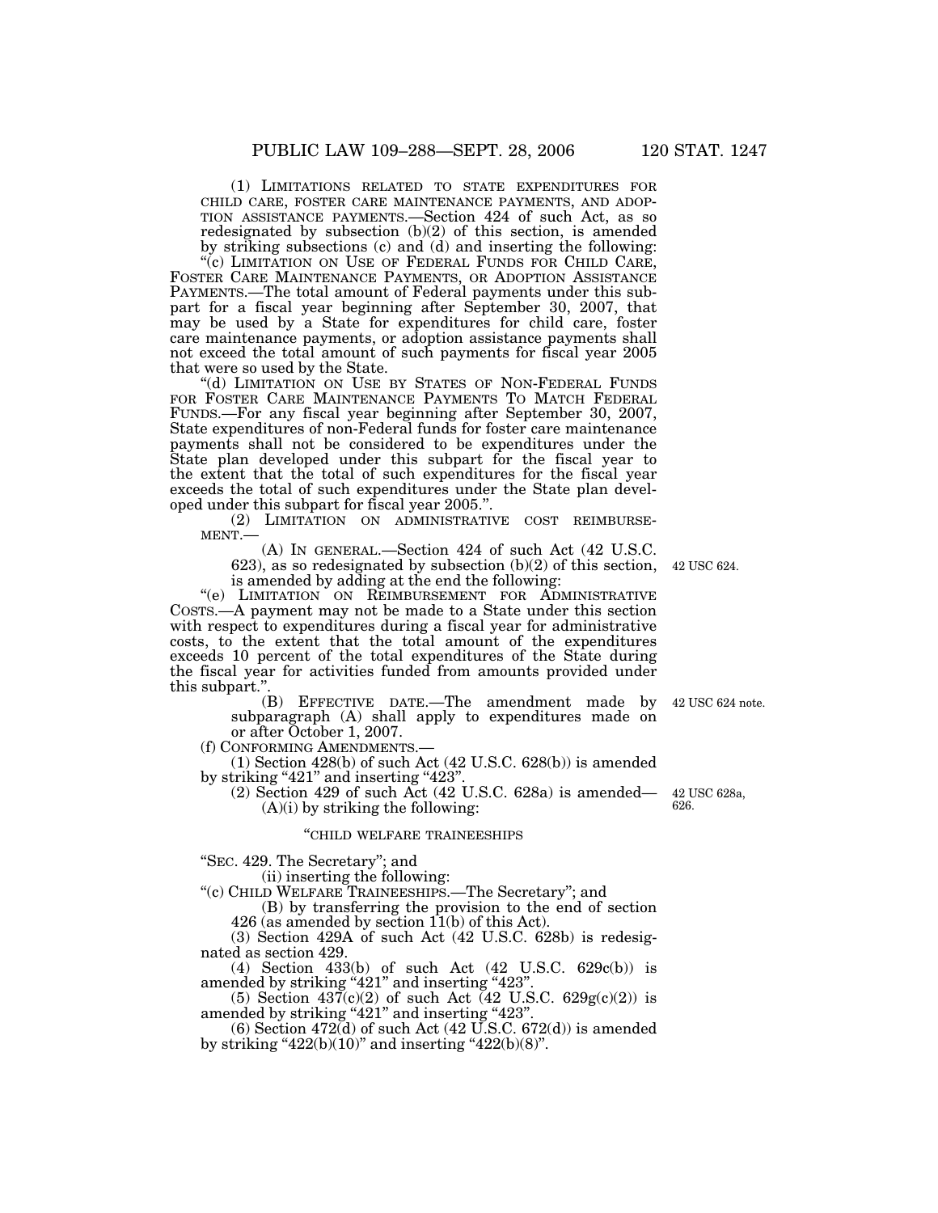(1) LIMITATIONS RELATED TO STATE EXPENDITURES FOR CHILD CARE, FOSTER CARE MAINTENANCE PAYMENTS, AND ADOPTION ASSISTANCE PAYMENTS.—Section 424 of such Act, as so redesignated by subsection (b)(2) of this section, is amended by striking subsections (c) and (d) and inserting the following:

"(c) LIMITATION ON USE OF FEDERAL FUNDS FOR CHILD CARE, FOSTER CARE MAINTENANCE PAYMENTS, OR ADOPTION ASSISTANCE PAYMENTS.—The total amount of Federal payments under this subpart for a fiscal year beginning after September 30, 2007, that may be used by a State for expenditures for child care, foster care maintenance payments, or adoption assistance payments shall not exceed the total amount of such payments for fiscal year 2005 that were so used by the State.

"(d) LIMITATION ON USE BY STATES OF NON-FEDERAL FUNDS FOR FOSTER CARE MAINTENANCE PAYMENTS TO MATCH FEDERAL FUNDS.—For any fiscal year beginning after September 30, 2007, State expenditures of non-Federal funds for foster care maintenance payments shall not be considered to be expenditures under the State plan developed under this subpart for the fiscal year to the extent that the total of such expenditures for the fiscal year exceeds the total of such expenditures under the State plan developed under this subpart for fiscal year 2005.".

(2) LIMITATION ON ADMINISTRATIVE COST REIMBURSEMENT.—

(A) IN GENERAL.—Section 424 of such Act (42 U.S.C. 623), as so redesignated by subsection (b)(2) of this section, is amended by adding at the end the following:

42 USC 624.

"(e) LIMITATION ON REIMBURSEMENT FOR ADMINISTRATIVE COSTS.—A payment may not be made to a State under this section with respect to expenditures during a fiscal year for administrative costs, to the extent that the total amount of the expenditures exceeds 10 percent of the total expenditures of the State during the fiscal year for activities funded from amounts provided under this subpart.".

(B) EFFECTIVE DATE.—The amendment made by subparagraph (A) shall apply to expenditures made on or after October 1, 2007.

42 USC 624 note.

(f) CONFORMING AMENDMENTS.—

(1) Section 428(b) of such Act (42 U.S.C. 628(b)) is amended by striking "421" and inserting "423".

(2) Section 429 of such Act (42 U.S.C. 628a) is amended—

42 USC 628a, 626.

(A)(i) by striking the following:

"CHILD WELFARE TRAINEESHIPS

"SEC. 429. The Secretary"; and

(ii) inserting the following:

"(c) CHILD WELFARE TRAINEESHIPS.—The Secretary"; and

(B) by transferring the provision to the end of section 426 (as amended by section 11(b) of this Act).

(3) Section 429A of such Act (42 U.S.C. 628b) is redesignated as section 429.

(4) Section 433(b) of such Act (42 U.S.C. 629c(b)) is amended by striking "421" and inserting "423".

(5) Section 437(c)(2) of such Act (42 U.S.C. 629g(c)(2)) is amended by striking "421" and inserting "423".

(6) Section 472(d) of such Act (42 U.S.C. 672(d)) is amended by striking "422(b)(10)" and inserting "422(b)(8)".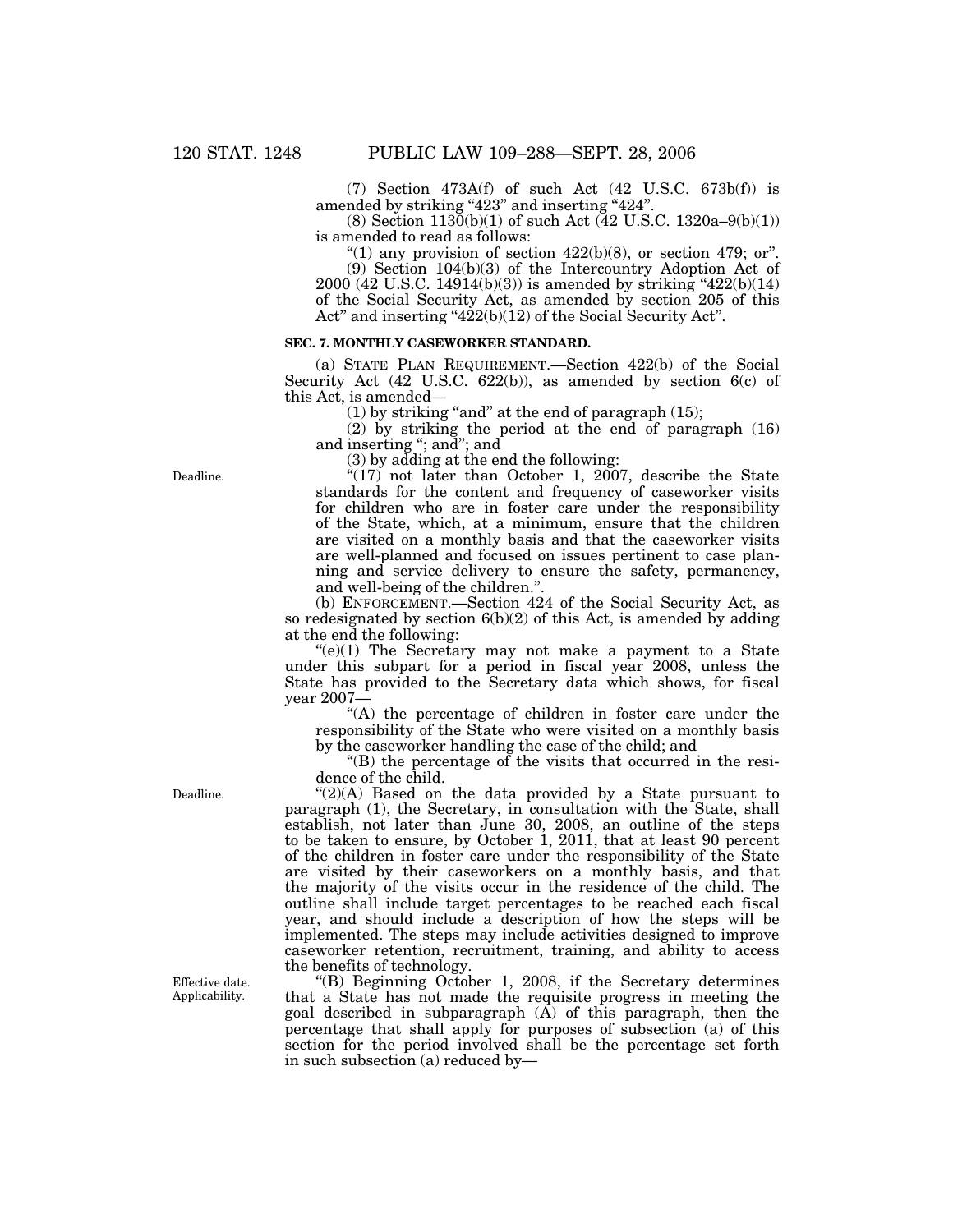(7) Section 473A(f) of such Act (42 U.S.C. 673b(f)) is amended by striking "423" and inserting "424".

(8) Section 1130(b)(1) of such Act (42 U.S.C. 1320a–9(b)(1)) is amended to read as follows:

"(1) any provision of section 422(b)(8), or section 479; or".

(9) Section 104(b)(3) of the Intercountry Adoption Act of 2000 (42 U.S.C. 14914(b)(3)) is amended by striking "422(b)(14) of the Social Security Act, as amended by section 205 of this Act" and inserting "422(b)(12) of the Social Security Act".

**SEC. 7. MONTHLY CASEWORKER STANDARD.**

(a) STATE PLAN REQUIREMENT.—Section 422(b) of the Social Security Act (42 U.S.C. 622(b)), as amended by section 6(c) of this Act, is amended—

(1) by striking "and" at the end of paragraph (15);

(2) by striking the period at the end of paragraph (16) and inserting "; and"; and

(3) by adding at the end the following:

Deadline.

"(17) not later than October 1, 2007, describe the State standards for the content and frequency of caseworker visits for children who are in foster care under the responsibility of the State, which, at a minimum, ensure that the children are visited on a monthly basis and that the caseworker visits are well-planned and focused on issues pertinent to case planning and service delivery to ensure the safety, permanency, and well-being of the children.".

(b) ENFORCEMENT.—Section 424 of the Social Security Act, as so redesignated by section 6(b)(2) of this Act, is amended by adding at the end the following:

"(e)(1) The Secretary may not make a payment to a State under this subpart for a period in fiscal year 2008, unless the State has provided to the Secretary data which shows, for fiscal year 2007—

"(A) the percentage of children in foster care under the responsibility of the State who were visited on a monthly basis by the caseworker handling the case of the child; and

"(B) the percentage of the visits that occurred in the residence of the child.

Deadline.

"(2)(A) Based on the data provided by a State pursuant to paragraph (1), the Secretary, in consultation with the State, shall establish, not later than June 30, 2008, an outline of the steps to be taken to ensure, by October 1, 2011, that at least 90 percent of the children in foster care under the responsibility of the State are visited by their caseworkers on a monthly basis, and that the majority of the visits occur in the residence of the child. The outline shall include target percentages to be reached each fiscal year, and should include a description of how the steps will be implemented. The steps may include activities designed to improve caseworker retention, recruitment, training, and ability to access the benefits of technology.

Effective date. Applicability.

"(B) Beginning October 1, 2008, if the Secretary determines that a State has not made the requisite progress in meeting the goal described in subparagraph (A) of this paragraph, then the percentage that shall apply for purposes of subsection (a) of this section for the period involved shall be the percentage set forth in such subsection (a) reduced by—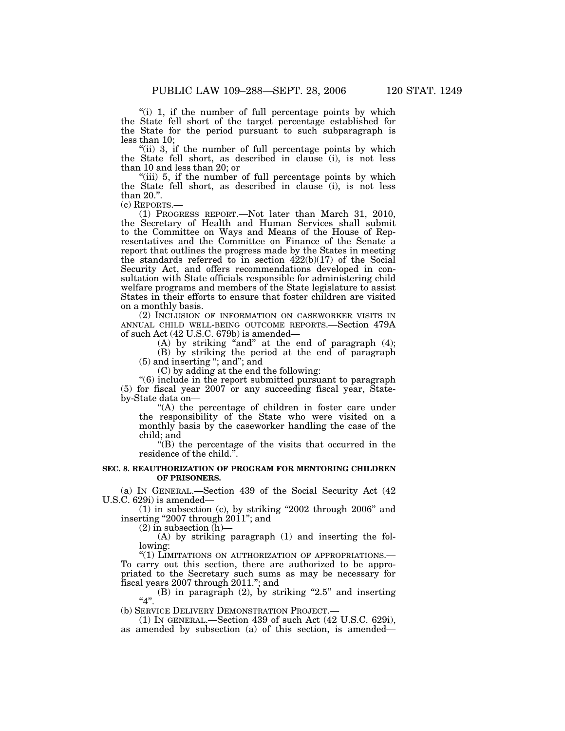"(i) 1, if the number of full percentage points by which the State fell short of the target percentage established for the State for the period pursuant to such subparagraph is less than 10;

"(ii) 3, if the number of full percentage points by which the State fell short, as described in clause (i), is not less than 10 and less than 20; or

"(iii) 5, if the number of full percentage points by which the State fell short, as described in clause (i), is not less than 20.".

(c) REPORTS.—

(1) PROGRESS REPORT.—Not later than March 31, 2010, the Secretary of Health and Human Services shall submit to the Committee on Ways and Means of the House of Representatives and the Committee on Finance of the Senate a report that outlines the progress made by the States in meeting the standards referred to in section 422(b)(17) of the Social Security Act, and offers recommendations developed in consultation with State officials responsible for administering child welfare programs and members of the State legislature to assist States in their efforts to ensure that foster children are visited on a monthly basis.

(2) INCLUSION OF INFORMATION ON CASEWORKER VISITS IN ANNUAL CHILD WELL-BEING OUTCOME REPORTS.—Section 479A of such Act (42 U.S.C. 679b) is amended—

(A) by striking "and" at the end of paragraph (4);

(B) by striking the period at the end of paragraph (5) and inserting "; and"; and

(C) by adding at the end the following:

"(6) include in the report submitted pursuant to paragraph (5) for fiscal year 2007 or any succeeding fiscal year, State-by-State data on—

"(A) the percentage of children in foster care under the responsibility of the State who were visited on a monthly basis by the caseworker handling the case of the child; and

"(B) the percentage of the visits that occurred in the residence of the child.".

**SEC. 8. REAUTHORIZATION OF PROGRAM FOR MENTORING CHILDREN OF PRISONERS.**

(a) IN GENERAL.—Section 439 of the Social Security Act (42 U.S.C. 629i) is amended—

(1) in subsection (c), by striking "2002 through 2006" and inserting "2007 through 2011"; and

(2) in subsection (h)—

(A) by striking paragraph (1) and inserting the following:

"(1) LIMITATIONS ON AUTHORIZATION OF APPROPRIATIONS.—To carry out this section, there are authorized to be appropriated to the Secretary such sums as may be necessary for fiscal years 2007 through 2011."; and

(B) in paragraph (2), by striking "2.5" and inserting "4".

(b) SERVICE DELIVERY DEMONSTRATION PROJECT.—

(1) IN GENERAL.—Section 439 of such Act (42 U.S.C. 629i), as amended by subsection (a) of this section, is amended—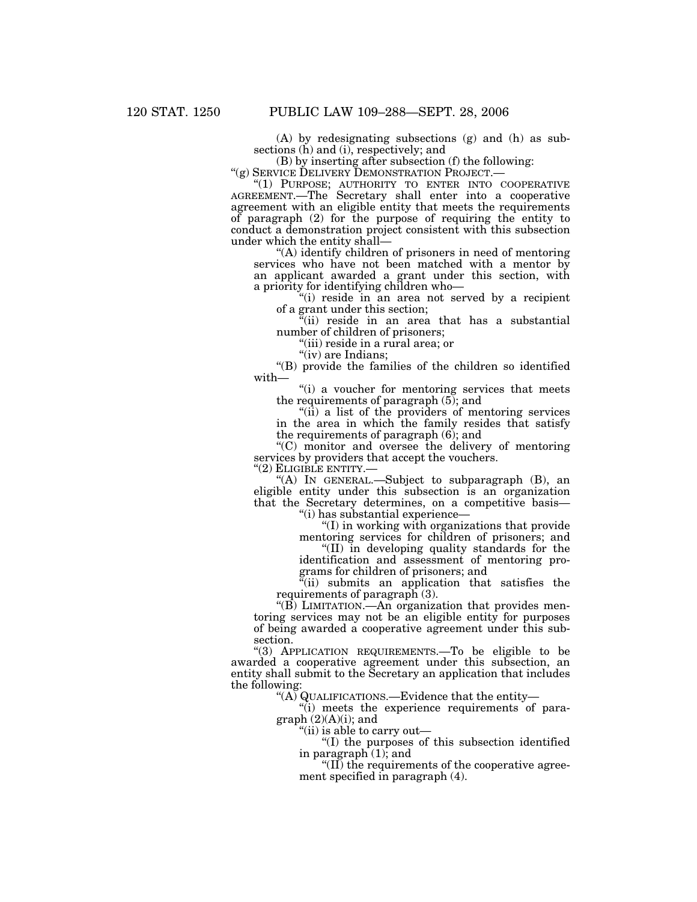(A) by redesignating subsections (g) and (h) as subsections (h) and (i), respectively; and

(B) by inserting after subsection (f) the following:

"(g) SERVICE DELIVERY DEMONSTRATION PROJECT.—

"(1) PURPOSE; AUTHORITY TO ENTER INTO COOPERATIVE AGREEMENT.—The Secretary shall enter into a cooperative agreement with an eligible entity that meets the requirements of paragraph (2) for the purpose of requiring the entity to conduct a demonstration project consistent with this subsection under which the entity shall—

"(A) identify children of prisoners in need of mentoring services who have not been matched with a mentor by an applicant awarded a grant under this section, with a priority for identifying children who—

"(i) reside in an area not served by a recipient of a grant under this section;

"(ii) reside in an area that has a substantial number of children of prisoners;

"(iii) reside in a rural area; or

"(iv) are Indians;

"(B) provide the families of the children so identified with—

"(i) a voucher for mentoring services that meets the requirements of paragraph (5); and

"(ii) a list of the providers of mentoring services in the area in which the family resides that satisfy the requirements of paragraph (6); and

"(C) monitor and oversee the delivery of mentoring services by providers that accept the vouchers.

"(2) ELIGIBLE ENTITY.—

"(A) IN GENERAL.—Subject to subparagraph (B), an eligible entity under this subsection is an organization that the Secretary determines, on a competitive basis—

"(i) has substantial experience—

"(I) in working with organizations that provide mentoring services for children of prisoners; and

"(II) in developing quality standards for the identification and assessment of mentoring programs for children of prisoners; and

"(ii) submits an application that satisfies the requirements of paragraph (3).

"(B) LIMITATION.—An organization that provides mentoring services may not be an eligible entity for purposes of being awarded a cooperative agreement under this subsection.

"(3) APPLICATION REQUIREMENTS.—To be eligible to be awarded a cooperative agreement under this subsection, an entity shall submit to the Secretary an application that includes the following:

"(A) QUALIFICATIONS.—Evidence that the entity—

"(i) meets the experience requirements of paragraph (2)(A)(i); and

"(ii) is able to carry out—

"(I) the purposes of this subsection identified in paragraph (1); and

"(II) the requirements of the cooperative agreement specified in paragraph (4).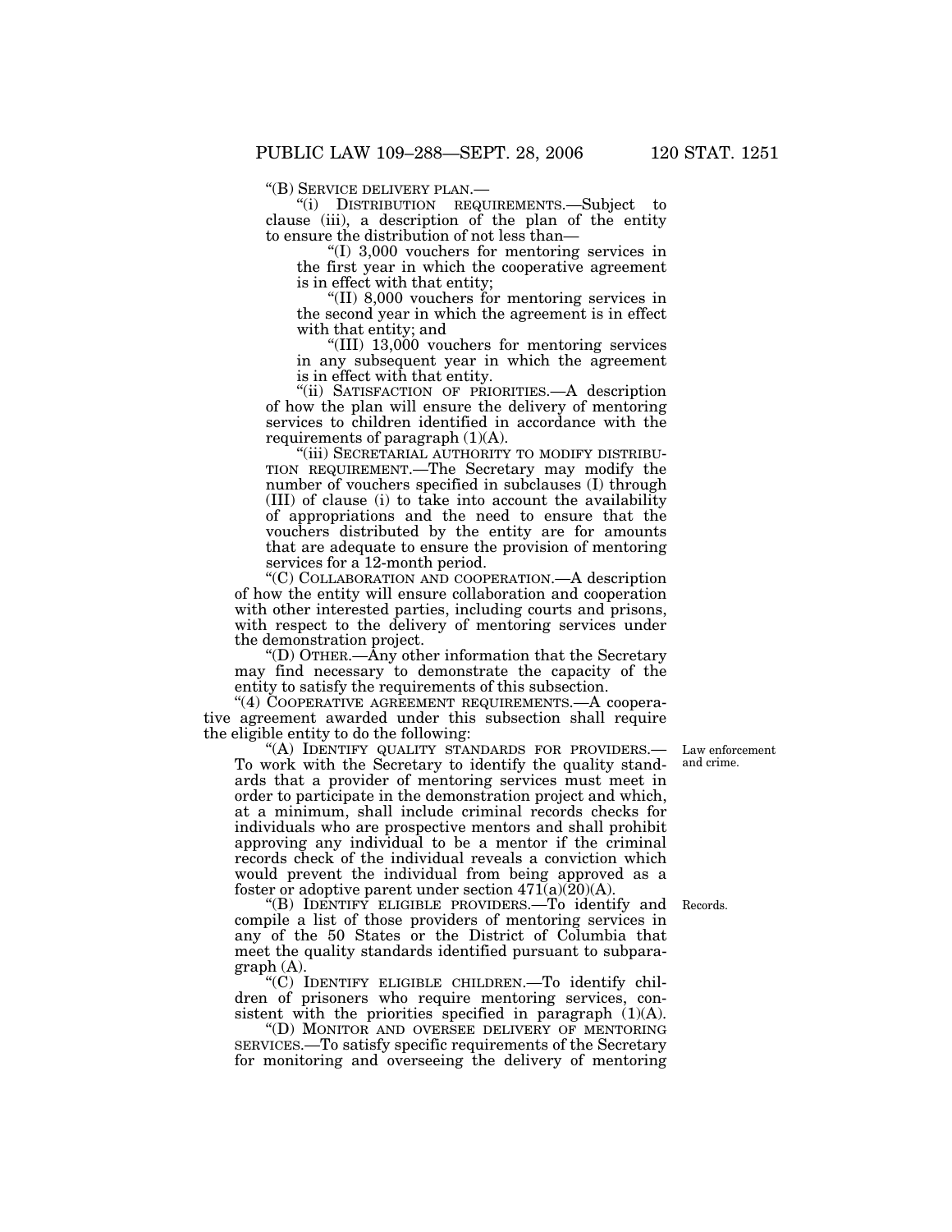"(B) SERVICE DELIVERY PLAN.—

"(i) DISTRIBUTION REQUIREMENTS.—Subject to clause (iii), a description of the plan of the entity to ensure the distribution of not less than—

"(I) 3,000 vouchers for mentoring services in the first year in which the cooperative agreement is in effect with that entity;

"(II) 8,000 vouchers for mentoring services in the second year in which the agreement is in effect with that entity; and

"(III) 13,000 vouchers for mentoring services in any subsequent year in which the agreement is in effect with that entity.

"(ii) SATISFACTION OF PRIORITIES.—A description of how the plan will ensure the delivery of mentoring services to children identified in accordance with the requirements of paragraph (1)(A).

"(iii) SECRETARIAL AUTHORITY TO MODIFY DISTRIBUTION REQUIREMENT.—The Secretary may modify the number of vouchers specified in subclauses (I) through (III) of clause (i) to take into account the availability of appropriations and the need to ensure that the vouchers distributed by the entity are for amounts that are adequate to ensure the provision of mentoring services for a 12-month period.

"(C) COLLABORATION AND COOPERATION.—A description of how the entity will ensure collaboration and cooperation with other interested parties, including courts and prisons, with respect to the delivery of mentoring services under the demonstration project.

"(D) OTHER.—Any other information that the Secretary may find necessary to demonstrate the capacity of the entity to satisfy the requirements of this subsection.

"(4) COOPERATIVE AGREEMENT REQUIREMENTS.—A cooperative agreement awarded under this subsection shall require the eligible entity to do the following:

"(A) IDENTIFY QUALITY STANDARDS FOR PROVIDERS.—To work with the Secretary to identify the quality standards that a provider of mentoring services must meet in order to participate in the demonstration project and which, at a minimum, shall include criminal records checks for individuals who are prospective mentors and shall prohibit approving any individual to be a mentor if the criminal records check of the individual reveals a conviction which would prevent the individual from being approved as a foster or adoptive parent under section 471(a)(20)(A).

Law enforcement and crime.

"(B) IDENTIFY ELIGIBLE PROVIDERS.—To identify and compile a list of those providers of mentoring services in any of the 50 States or the District of Columbia that meet the quality standards identified pursuant to subparagraph (A).

Records.

"(C) IDENTIFY ELIGIBLE CHILDREN.—To identify children of prisoners who require mentoring services, consistent with the priorities specified in paragraph (1)(A).

"(D) MONITOR AND OVERSEE DELIVERY OF MENTORING SERVICES.—To satisfy specific requirements of the Secretary for monitoring and overseeing the delivery of mentoring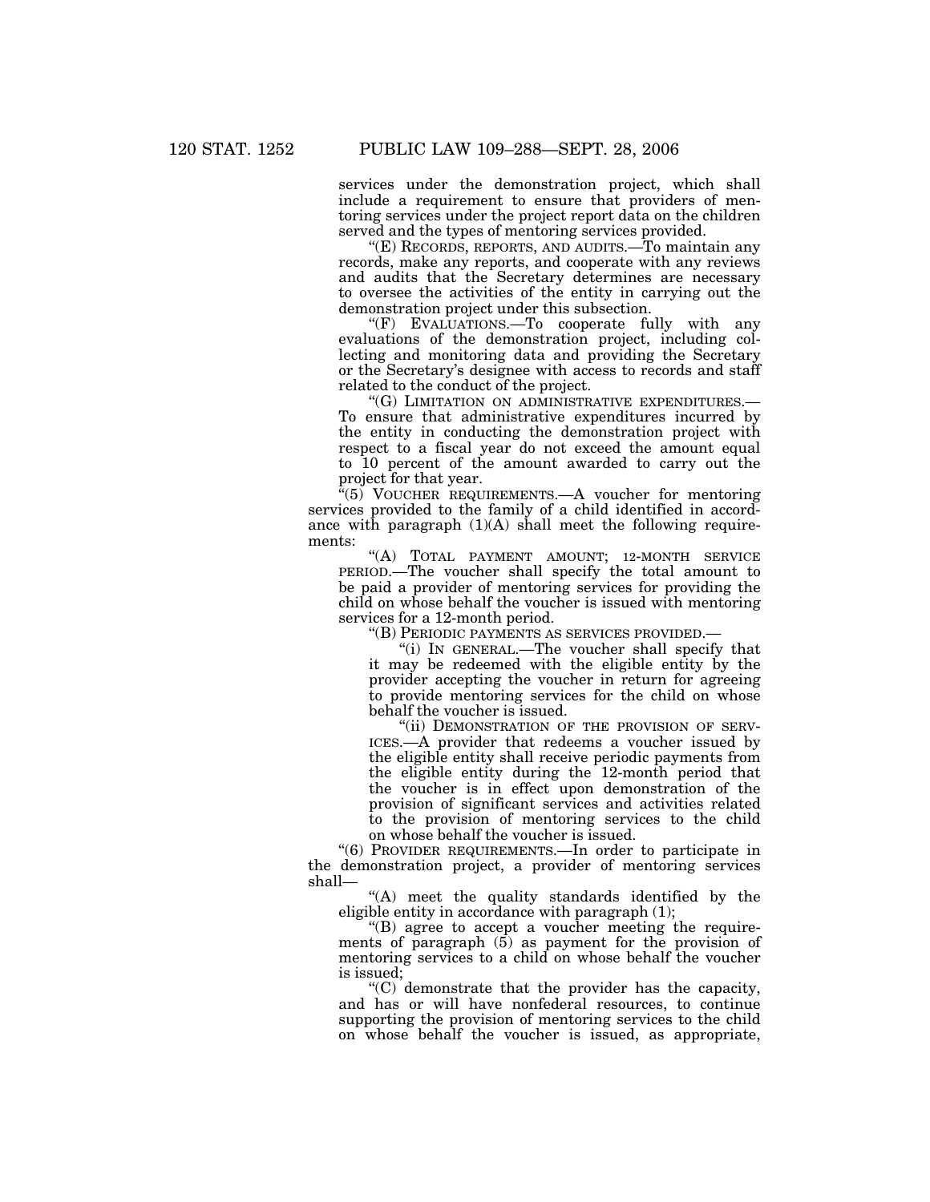services under the demonstration project, which shall include a requirement to ensure that providers of mentoring services under the project report data on the children served and the types of mentoring services provided.

"(E) RECORDS, REPORTS, AND AUDITS.—To maintain any records, make any reports, and cooperate with any reviews and audits that the Secretary determines are necessary to oversee the activities of the entity in carrying out the demonstration project under this subsection.

"(F) EVALUATIONS.—To cooperate fully with any evaluations of the demonstration project, including collecting and monitoring data and providing the Secretary or the Secretary's designee with access to records and staff related to the conduct of the project.

"(G) LIMITATION ON ADMINISTRATIVE EXPENDITURES.—To ensure that administrative expenditures incurred by the entity in conducting the demonstration project with respect to a fiscal year do not exceed the amount equal to 10 percent of the amount awarded to carry out the project for that year.

"(5) VOUCHER REQUIREMENTS.—A voucher for mentoring services provided to the family of a child identified in accordance with paragraph (1)(A) shall meet the following requirements:

"(A) TOTAL PAYMENT AMOUNT; 12-MONTH SERVICE PERIOD.—The voucher shall specify the total amount to be paid a provider of mentoring services for providing the child on whose behalf the voucher is issued with mentoring services for a 12-month period.

"(B) PERIODIC PAYMENTS AS SERVICES PROVIDED.—

"(i) IN GENERAL.—The voucher shall specify that it may be redeemed with the eligible entity by the provider accepting the voucher in return for agreeing to provide mentoring services for the child on whose behalf the voucher is issued.

"(ii) DEMONSTRATION OF THE PROVISION OF SERVICES.—A provider that redeems a voucher issued by the eligible entity shall receive periodic payments from the eligible entity during the 12-month period that the voucher is in effect upon demonstration of the provision of significant services and activities related to the provision of mentoring services to the child on whose behalf the voucher is issued.

"(6) PROVIDER REQUIREMENTS.—In order to participate in the demonstration project, a provider of mentoring services shall—

"(A) meet the quality standards identified by the eligible entity in accordance with paragraph (1);

"(B) agree to accept a voucher meeting the requirements of paragraph (5) as payment for the provision of mentoring services to a child on whose behalf the voucher is issued;

"(C) demonstrate that the provider has the capacity, and has or will have nonfederal resources, to continue supporting the provision of mentoring services to the child on whose behalf the voucher is issued, as appropriate,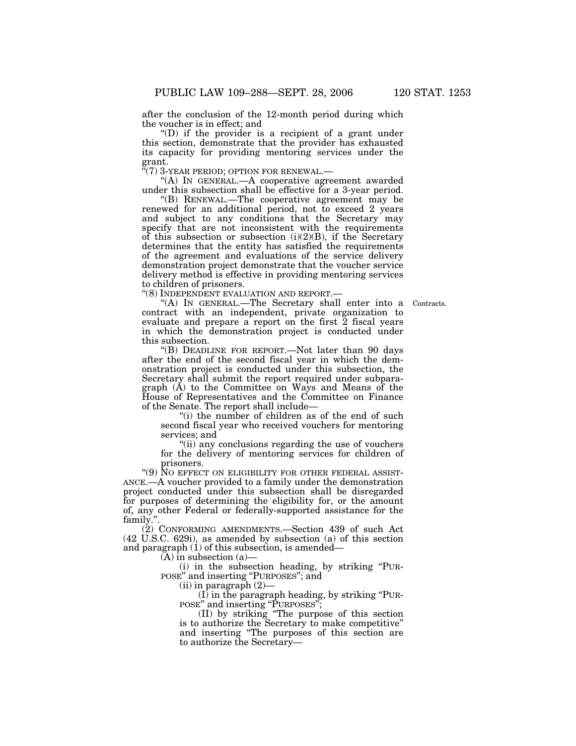after the conclusion of the 12-month period during which the voucher is in effect; and

"(D) if the provider is a recipient of a grant under this section, demonstrate that the provider has exhausted its capacity for providing mentoring services under the grant.

"(7) 3-YEAR PERIOD; OPTION FOR RENEWAL.—

"(A) IN GENERAL.—A cooperative agreement awarded under this subsection shall be effective for a 3-year period.

"(B) RENEWAL.—The cooperative agreement may be renewed for an additional period, not to exceed 2 years and subject to any conditions that the Secretary may specify that are not inconsistent with the requirements of this subsection or subsection (i)(2)(B), if the Secretary determines that the entity has satisfied the requirements of the agreement and evaluations of the service delivery demonstration project demonstrate that the voucher service delivery method is effective in providing mentoring services to children of prisoners.

"(8) INDEPENDENT EVALUATION AND REPORT.—

"(A) IN GENERAL.—The Secretary shall enter into a contract with an independent, private organization to evaluate and prepare a report on the first 2 fiscal years in which the demonstration project is conducted under this subsection.

Contracts.

"(B) DEADLINE FOR REPORT.—Not later than 90 days after the end of the second fiscal year in which the demonstration project is conducted under this subsection, the Secretary shall submit the report required under subparagraph (A) to the Committee on Ways and Means of the House of Representatives and the Committee on Finance of the Senate. The report shall include—

"(i) the number of children as of the end of such second fiscal year who received vouchers for mentoring services; and

"(ii) any conclusions regarding the use of vouchers for the delivery of mentoring services for children of prisoners.

"(9) NO EFFECT ON ELIGIBILITY FOR OTHER FEDERAL ASSISTANCE.—A voucher provided to a family under the demonstration project conducted under this subsection shall be disregarded for purposes of determining the eligibility for, or the amount of, any other Federal or federally-supported assistance for the family.".

(2) CONFORMING AMENDMENTS.—Section 439 of such Act (42 U.S.C. 629i), as amended by subsection (a) of this section and paragraph (1) of this subsection, is amended—

(A) in subsection (a)—

(i) in the subsection heading, by striking "PURPOSE" and inserting "PURPOSES"; and

(ii) in paragraph (2)—

(I) in the paragraph heading, by striking "PURPOSE" and inserting "PURPOSES";

(II) by striking "The purpose of this section is to authorize the Secretary to make competitive" and inserting "The purposes of this section are to authorize the Secretary—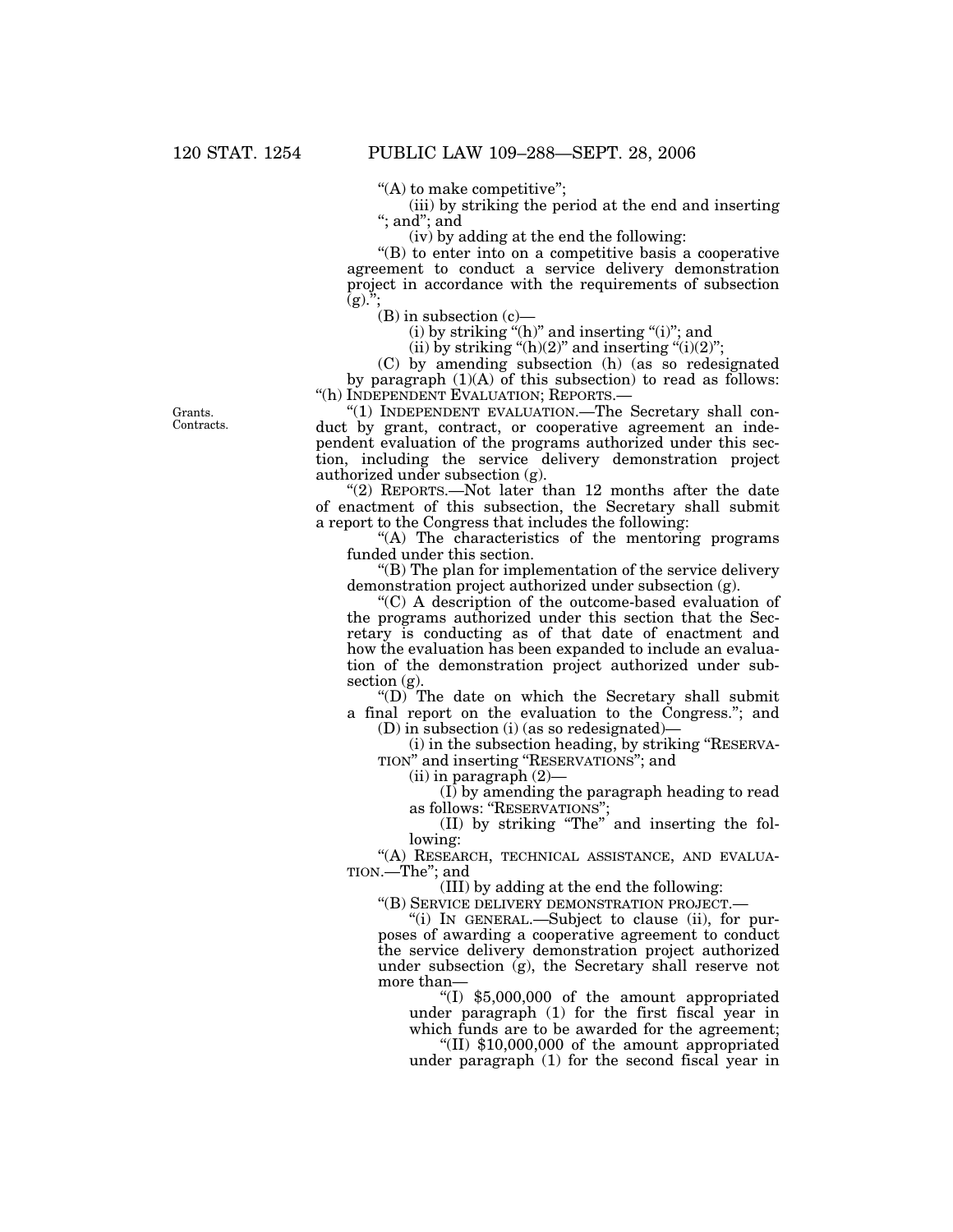"(A) to make competitive";

(iii) by striking the period at the end and inserting "; and"; and

(iv) by adding at the end the following:

"(B) to enter into on a competitive basis a cooperative agreement to conduct a service delivery demonstration project in accordance with the requirements of subsection (g).";

(B) in subsection (c)—

(i) by striking "(h)" and inserting "(i)"; and

(ii) by striking "(h)(2)" and inserting "(i)(2)";

(C) by amending subsection (h) (as so redesignated by paragraph (1)(A) of this subsection) to read as follows:

"(h) INDEPENDENT EVALUATION; REPORTS.—

Grants. Contracts.

"(1) INDEPENDENT EVALUATION.—The Secretary shall conduct by grant, contract, or cooperative agreement an independent evaluation of the programs authorized under this section, including the service delivery demonstration project authorized under subsection (g).

"(2) REPORTS.—Not later than 12 months after the date of enactment of this subsection, the Secretary shall submit a report to the Congress that includes the following:

"(A) The characteristics of the mentoring programs funded under this section.

"(B) The plan for implementation of the service delivery demonstration project authorized under subsection (g).

"(C) A description of the outcome-based evaluation of the programs authorized under this section that the Secretary is conducting as of that date of enactment and how the evaluation has been expanded to include an evaluation of the demonstration project authorized under subsection (g).

"(D) The date on which the Secretary shall submit a final report on the evaluation to the Congress."; and

(D) in subsection (i) (as so redesignated)—

(i) in the subsection heading, by striking "RESERVATION" and inserting "RESERVATIONS"; and

(ii) in paragraph (2)—

(I) by amending the paragraph heading to read as follows: "RESERVATIONS";

(II) by striking "The" and inserting the following:

"(A) RESEARCH, TECHNICAL ASSISTANCE, AND EVALUATION.—The"; and

(III) by adding at the end the following:

"(B) SERVICE DELIVERY DEMONSTRATION PROJECT.—

"(i) IN GENERAL.—Subject to clause (ii), for purposes of awarding a cooperative agreement to conduct the service delivery demonstration project authorized under subsection (g), the Secretary shall reserve not more than—

"(I) $5,000,000 of the amount appropriated under paragraph (1) for the first fiscal year in which funds are to be awarded for the agreement;

"(II) $10,000,000 of the amount appropriated under paragraph (1) for the second fiscal year in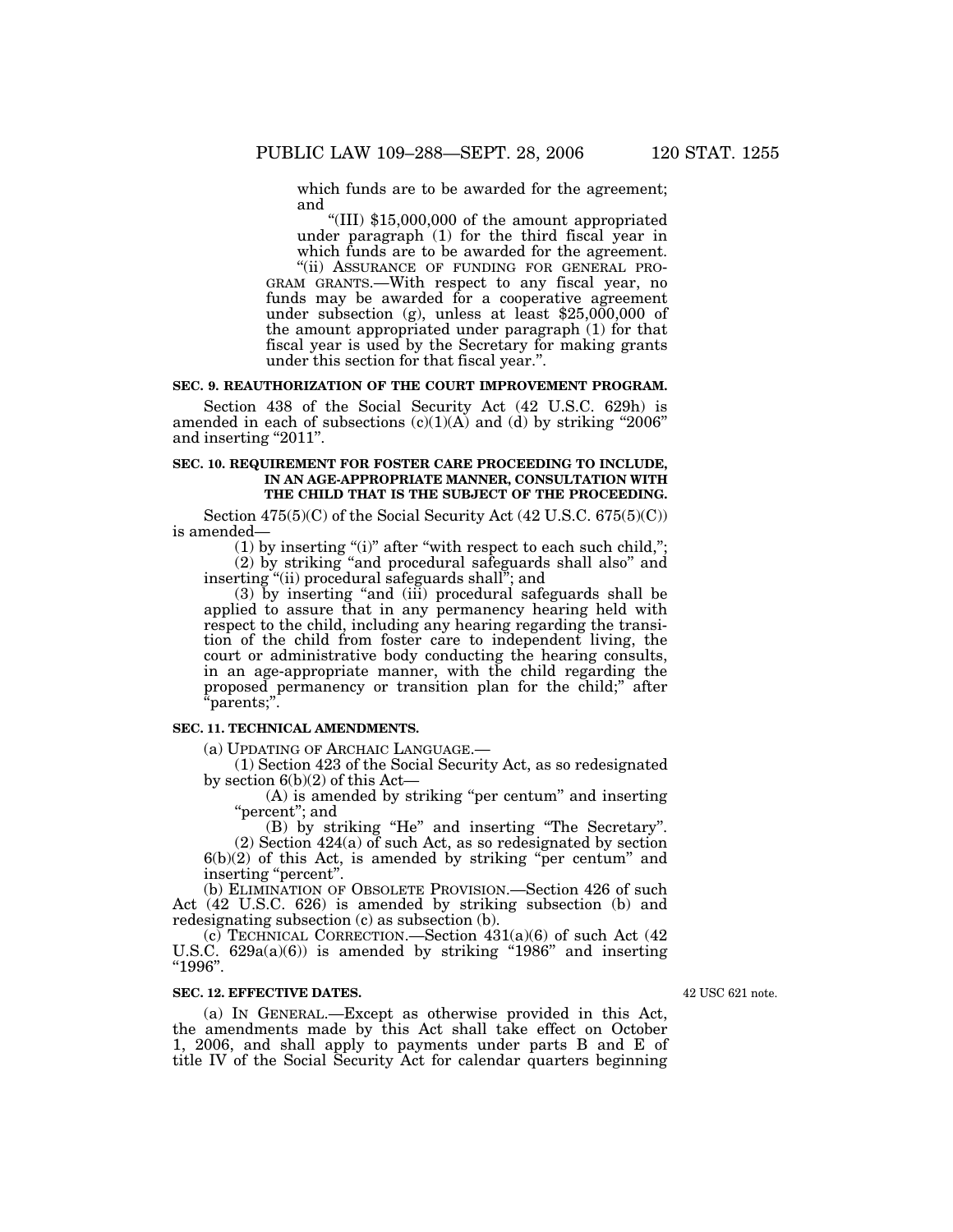which funds are to be awarded for the agreement; and

"(III) $15,000,000 of the amount appropriated under paragraph (1) for the third fiscal year in which funds are to be awarded for the agreement.

"(ii) ASSURANCE OF FUNDING FOR GENERAL PROGRAM GRANTS.—With respect to any fiscal year, no funds may be awarded for a cooperative agreement under subsection (g), unless at least $25,000,000 of the amount appropriated under paragraph (1) for that fiscal year is used by the Secretary for making grants under this section for that fiscal year.".

**SEC. 9. REAUTHORIZATION OF THE COURT IMPROVEMENT PROGRAM.**

Section 438 of the Social Security Act (42 U.S.C. 629h) is amended in each of subsections (c)(1)(A) and (d) by striking "2006" and inserting "2011".

**SEC. 10. REQUIREMENT FOR FOSTER CARE PROCEEDING TO INCLUDE, IN AN AGE-APPROPRIATE MANNER, CONSULTATION WITH THE CHILD THAT IS THE SUBJECT OF THE PROCEEDING.**

Section 475(5)(C) of the Social Security Act (42 U.S.C. 675(5)(C)) is amended—

(1) by inserting "(i)" after "with respect to each such child,";

(2) by striking "and procedural safeguards shall also" and inserting "(ii) procedural safeguards shall"; and

(3) by inserting "and (iii) procedural safeguards shall be applied to assure that in any permanency hearing held with respect to the child, including any hearing regarding the transition of the child from foster care to independent living, the court or administrative body conducting the hearing consults, in an age-appropriate manner, with the child regarding the proposed permanency or transition plan for the child;" after "parents;".

**SEC. 11. TECHNICAL AMENDMENTS.**

(a) UPDATING OF ARCHAIC LANGUAGE.—

(1) Section 423 of the Social Security Act, as so redesignated by section 6(b)(2) of this Act—

(A) is amended by striking "per centum" and inserting "percent"; and

(B) by striking "He" and inserting "The Secretary".

(2) Section 424(a) of such Act, as so redesignated by section 6(b)(2) of this Act, is amended by striking "per centum" and inserting "percent".

(b) ELIMINATION OF OBSOLETE PROVISION.—Section 426 of such Act (42 U.S.C. 626) is amended by striking subsection (b) and redesignating subsection (c) as subsection (b).

(c) TECHNICAL CORRECTION.—Section 431(a)(6) of such Act (42 U.S.C. 629a(a)(6)) is amended by striking "1986" and inserting "1996".

**SEC. 12. EFFECTIVE DATES.**

42 USC 621 note.

(a) IN GENERAL.—Except as otherwise provided in this Act, the amendments made by this Act shall take effect on October 1, 2006, and shall apply to payments under parts B and E of title IV of the Social Security Act for calendar quarters beginning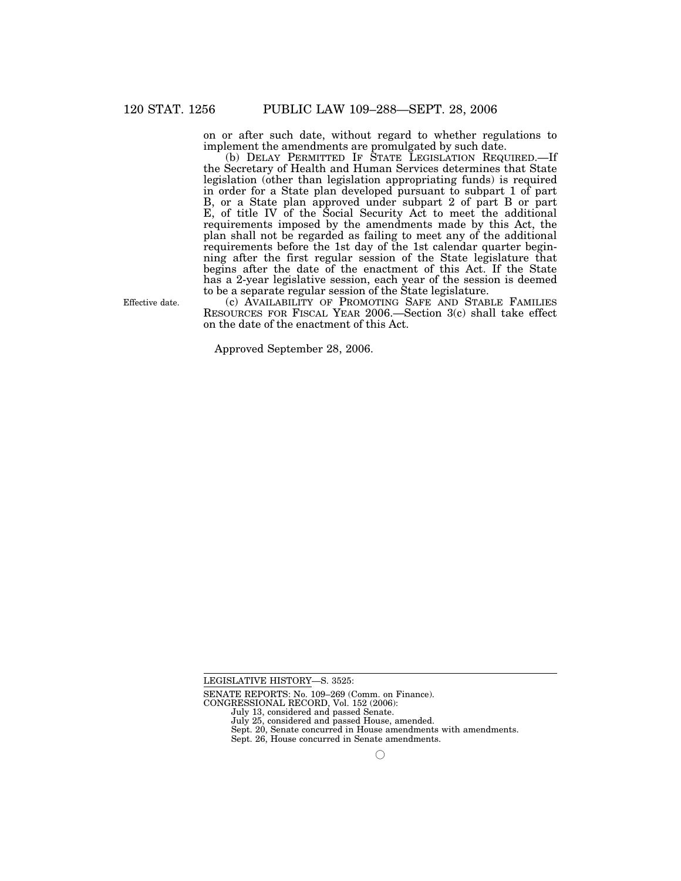on or after such date, without regard to whether regulations to implement the amendments are promulgated by such date.

(b) DELAY PERMITTED IF STATE LEGISLATION REQUIRED.—If the Secretary of Health and Human Services determines that State legislation (other than legislation appropriating funds) is required in order for a State plan developed pursuant to subpart 1 of part B, or a State plan approved under subpart 2 of part B or part E, of title IV of the Social Security Act to meet the additional requirements imposed by the amendments made by this Act, the plan shall not be regarded as failing to meet any of the additional requirements before the 1st day of the 1st calendar quarter beginning after the first regular session of the State legislature that begins after the date of the enactment of this Act. If the State has a 2-year legislative session, each year of the session is deemed to be a separate regular session of the State legislature.

Effective date.

(c) AVAILABILITY OF PROMOTING SAFE AND STABLE FAMILIES RESOURCES FOR FISCAL YEAR 2006.—Section 3(c) shall take effect on the date of the enactment of this Act.

Approved September 28, 2006.

---

LEGISLATIVE HISTORY—S. 3525:

SENATE REPORTS: No. 109–269 (Comm. on Finance).
CONGRESSIONAL RECORD, Vol. 152 (2006):
July 13, considered and passed Senate.
July 25, considered and passed House, amended.
Sept. 20, Senate concurred in House amendments with amendments.
Sept. 26, House concurred in Senate amendments.